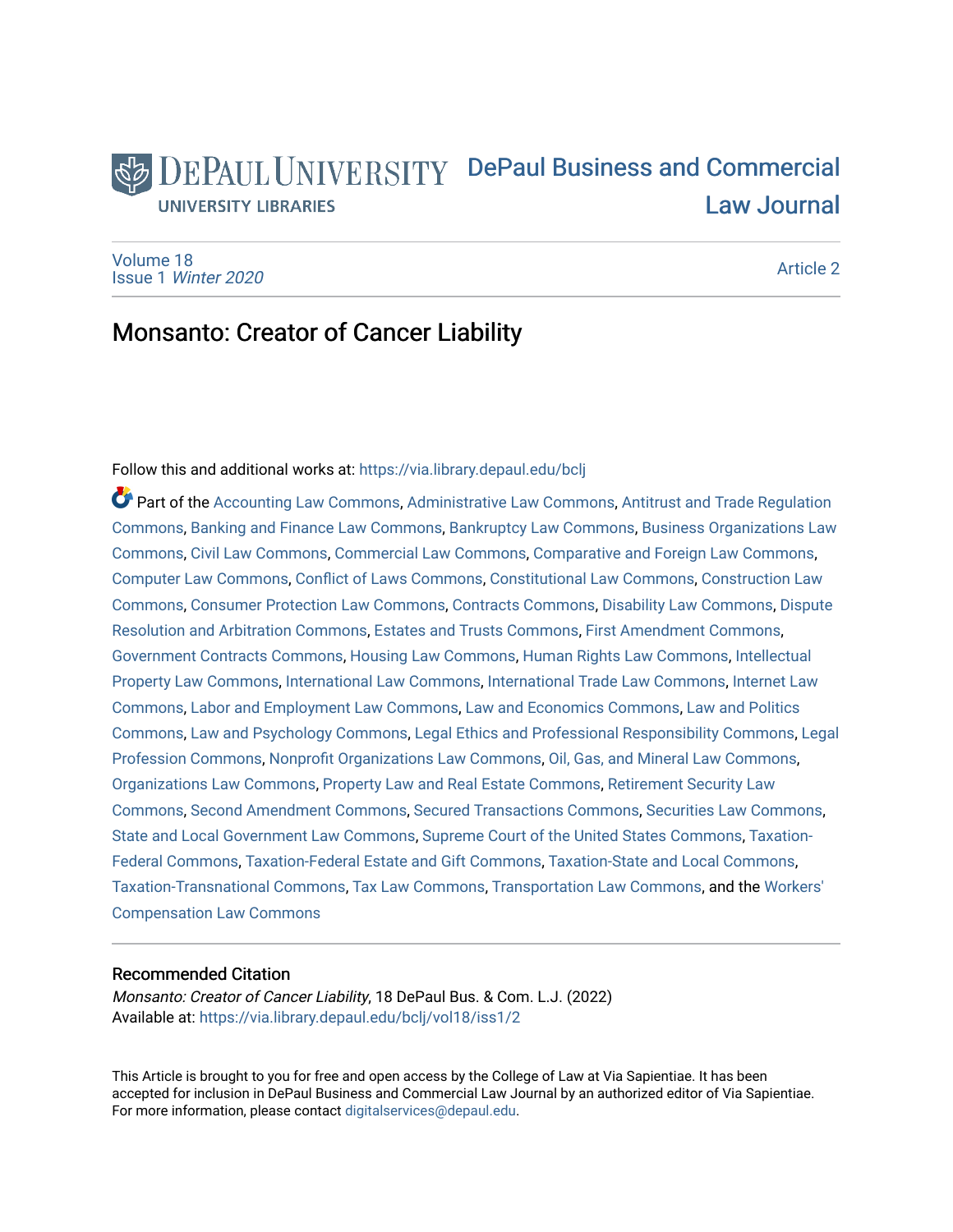DePaul University
UNIVERSITY LIBRARIES

DePaul Business and Commercial Law Journal

Volume 18
Issue 1 *Winter 2020*

Article 2

# Monsanto: Creator of Cancer Liability

Follow this and additional works at: https://via.library.depaul.edu/bclj

Part of the Accounting Law Commons, Administrative Law Commons, Antitrust and Trade Regulation Commons, Banking and Finance Law Commons, Bankruptcy Law Commons, Business Organizations Law Commons, Civil Law Commons, Commercial Law Commons, Comparative and Foreign Law Commons, Computer Law Commons, Conflict of Laws Commons, Constitutional Law Commons, Construction Law Commons, Consumer Protection Law Commons, Contracts Commons, Disability Law Commons, Dispute Resolution and Arbitration Commons, Estates and Trusts Commons, First Amendment Commons, Government Contracts Commons, Housing Law Commons, Human Rights Law Commons, Intellectual Property Law Commons, International Law Commons, International Trade Law Commons, Internet Law Commons, Labor and Employment Law Commons, Law and Economics Commons, Law and Politics Commons, Law and Psychology Commons, Legal Ethics and Professional Responsibility Commons, Legal Profession Commons, Nonprofit Organizations Law Commons, Oil, Gas, and Mineral Law Commons, Organizations Law Commons, Property Law and Real Estate Commons, Retirement Security Law Commons, Second Amendment Commons, Secured Transactions Commons, Securities Law Commons, State and Local Government Law Commons, Supreme Court of the United States Commons, Taxation-Federal Commons, Taxation-Federal Estate and Gift Commons, Taxation-State and Local Commons, Taxation-Transnational Commons, Tax Law Commons, Transportation Law Commons, and the Workers' Compensation Law Commons

## Recommended Citation

*Monsanto: Creator of Cancer Liability*, 18 DePaul Bus. & Com. L.J. (2022)
Available at: https://via.library.depaul.edu/bclj/vol18/iss1/2

This Article is brought to you for free and open access by the College of Law at Via Sapientiae. It has been accepted for inclusion in DePaul Business and Commercial Law Journal by an authorized editor of Via Sapientiae. For more information, please contact digitalservices@depaul.edu.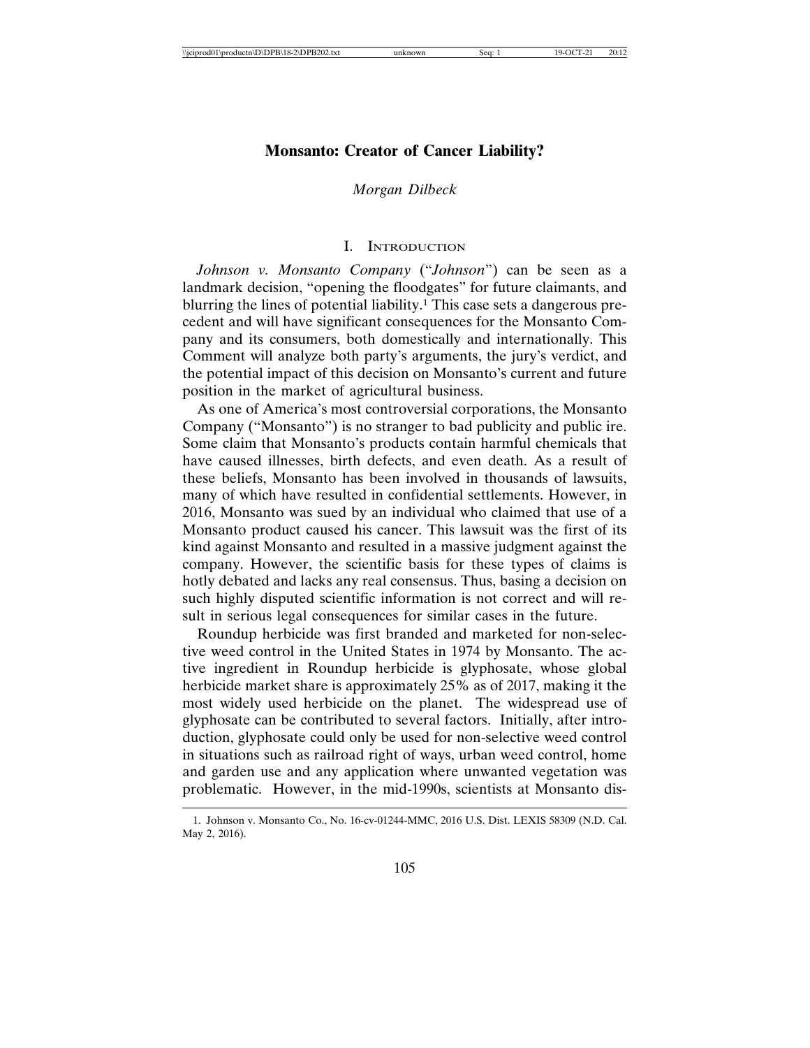## Monsanto: Creator of Cancer Liability?

*Morgan Dilbeck*

### I. Introduction

*Johnson v. Monsanto Company* ("*Johnson*") can be seen as a landmark decision, "opening the floodgates" for future claimants, and blurring the lines of potential liability.[1] This case sets a dangerous precedent and will have significant consequences for the Monsanto Company and its consumers, both domestically and internationally. This Comment will analyze both party's arguments, the jury's verdict, and the potential impact of this decision on Monsanto's current and future position in the market of agricultural business.

As one of America's most controversial corporations, the Monsanto Company ("Monsanto") is no stranger to bad publicity and public ire. Some claim that Monsanto's products contain harmful chemicals that have caused illnesses, birth defects, and even death. As a result of these beliefs, Monsanto has been involved in thousands of lawsuits, many of which have resulted in confidential settlements. However, in 2016, Monsanto was sued by an individual who claimed that use of a Monsanto product caused his cancer. This lawsuit was the first of its kind against Monsanto and resulted in a massive judgment against the company. However, the scientific basis for these types of claims is hotly debated and lacks any real consensus. Thus, basing a decision on such highly disputed scientific information is not correct and will result in serious legal consequences for similar cases in the future.

Roundup herbicide was first branded and marketed for non-selective weed control in the United States in 1974 by Monsanto. The active ingredient in Roundup herbicide is glyphosate, whose global herbicide market share is approximately 25% as of 2017, making it the most widely used herbicide on the planet. The widespread use of glyphosate can be contributed to several factors. Initially, after introduction, glyphosate could only be used for non-selective weed control in situations such as railroad right of ways, urban weed control, home and garden use and any application where unwanted vegetation was problematic. However, in the mid-1990s, scientists at Monsanto dis-

1. Johnson v. Monsanto Co., No. 16-cv-01244-MMC, 2016 U.S. Dist. LEXIS 58309 (N.D. Cal. May 2, 2016).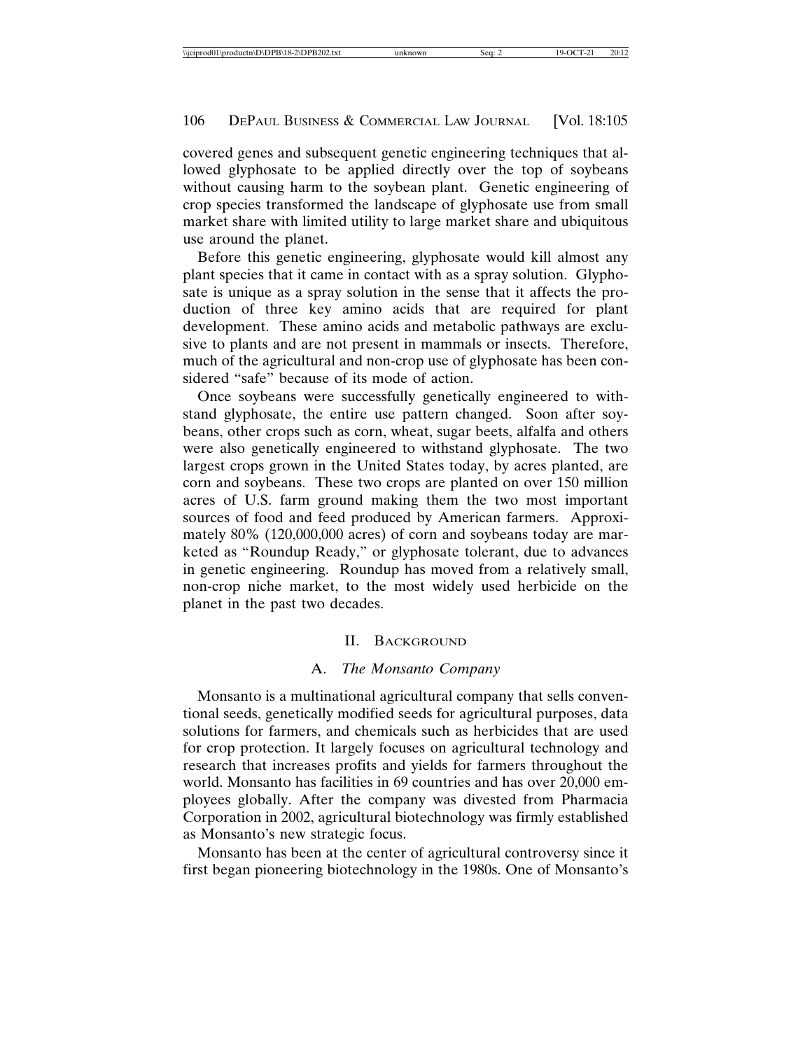covered genes and subsequent genetic engineering techniques that allowed glyphosate to be applied directly over the top of soybeans without causing harm to the soybean plant. Genetic engineering of crop species transformed the landscape of glyphosate use from small market share with limited utility to large market share and ubiquitous use around the planet.

Before this genetic engineering, glyphosate would kill almost any plant species that it came in contact with as a spray solution. Glyphosate is unique as a spray solution in the sense that it affects the production of three key amino acids that are required for plant development. These amino acids and metabolic pathways are exclusive to plants and are not present in mammals or insects. Therefore, much of the agricultural and non-crop use of glyphosate has been considered "safe" because of its mode of action.

Once soybeans were successfully genetically engineered to withstand glyphosate, the entire use pattern changed. Soon after soybeans, other crops such as corn, wheat, sugar beets, alfalfa and others were also genetically engineered to withstand glyphosate. The two largest crops grown in the United States today, by acres planted, are corn and soybeans. These two crops are planted on over 150 million acres of U.S. farm ground making them the two most important sources of food and feed produced by American farmers. Approximately 80% (120,000,000 acres) of corn and soybeans today are marketed as "Roundup Ready," or glyphosate tolerant, due to advances in genetic engineering. Roundup has moved from a relatively small, non-crop niche market, to the most widely used herbicide on the planet in the past two decades.

## II. Background

### A. *The Monsanto Company*

Monsanto is a multinational agricultural company that sells conventional seeds, genetically modified seeds for agricultural purposes, data solutions for farmers, and chemicals such as herbicides that are used for crop protection. It largely focuses on agricultural technology and research that increases profits and yields for farmers throughout the world. Monsanto has facilities in 69 countries and has over 20,000 employees globally. After the company was divested from Pharmacia Corporation in 2002, agricultural biotechnology was firmly established as Monsanto's new strategic focus.

Monsanto has been at the center of agricultural controversy since it first began pioneering biotechnology in the 1980s. One of Monsanto's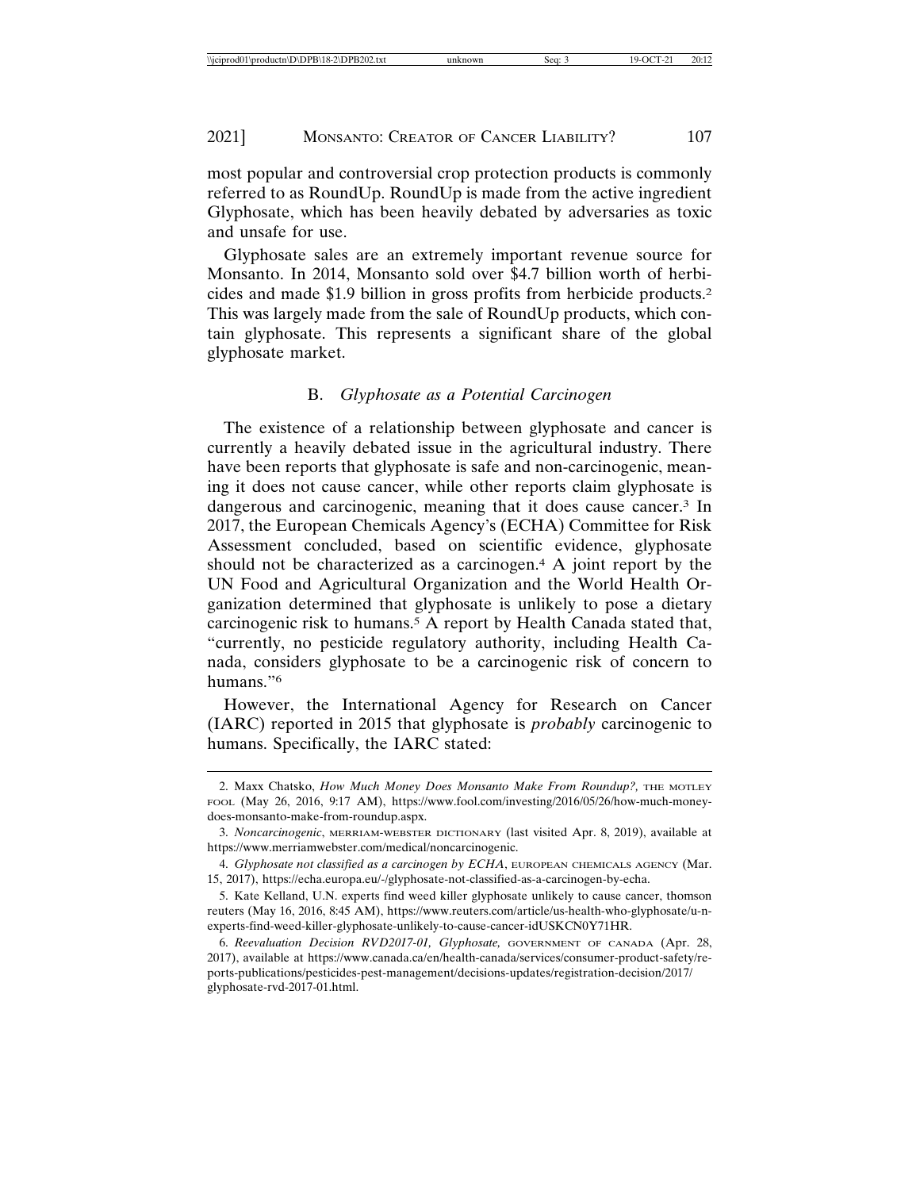most popular and controversial crop protection products is commonly referred to as RoundUp. RoundUp is made from the active ingredient Glyphosate, which has been heavily debated by adversaries as toxic and unsafe for use.

Glyphosate sales are an extremely important revenue source for Monsanto. In 2014, Monsanto sold over $4.7 billion worth of herbicides and made $1.9 billion in gross profits from herbicide products.[2] This was largely made from the sale of RoundUp products, which contain glyphosate. This represents a significant share of the global glyphosate market.

### B. *Glyphosate as a Potential Carcinogen*

The existence of a relationship between glyphosate and cancer is currently a heavily debated issue in the agricultural industry. There have been reports that glyphosate is safe and non-carcinogenic, meaning it does not cause cancer, while other reports claim glyphosate is dangerous and carcinogenic, meaning that it does cause cancer.[3] In 2017, the European Chemicals Agency's (ECHA) Committee for Risk Assessment concluded, based on scientific evidence, glyphosate should not be characterized as a carcinogen.[4] A joint report by the UN Food and Agricultural Organization and the World Health Organization determined that glyphosate is unlikely to pose a dietary carcinogenic risk to humans.[5] A report by Health Canada stated that, "currently, no pesticide regulatory authority, including Health Canada, considers glyphosate to be a carcinogenic risk of concern to humans."[6]

However, the International Agency for Research on Cancer (IARC) reported in 2015 that glyphosate is *probably* carcinogenic to humans. Specifically, the IARC stated:

---

2. Maxx Chatsko, *How Much Money Does Monsanto Make From Roundup?*, THE MOTLEY FOOL (May 26, 2016, 9:17 AM), https://www.fool.com/investing/2016/05/26/how-much-money-does-monsanto-make-from-roundup.aspx.

3. *Noncarcinogenic*, MERRIAM-WEBSTER DICTIONARY (last visited Apr. 8, 2019), available at https://www.merriamwebster.com/medical/noncarcinogenic.

4. *Glyphosate not classified as a carcinogen by ECHA*, EUROPEAN CHEMICALS AGENCY (Mar. 15, 2017), https://echa.europa.eu/-/glyphosate-not-classified-as-a-carcinogen-by-echa.

5. Kate Kelland, U.N. experts find weed killer glyphosate unlikely to cause cancer, thomson reuters (May 16, 2016, 8:45 AM), https://www.reuters.com/article/us-health-who-glyphosate/u-n-experts-find-weed-killer-glyphosate-unlikely-to-cause-cancer-idUSKCN0Y71HR.

6. *Reevaluation Decision RVD2017-01, Glyphosate,* GOVERNMENT OF CANADA (Apr. 28, 2017), available at https://www.canada.ca/en/health-canada/services/consumer-product-safety/reports-publications/pesticides-pest-management/decisions-updates/registration-decision/2017/glyphosate-rvd-2017-01.html.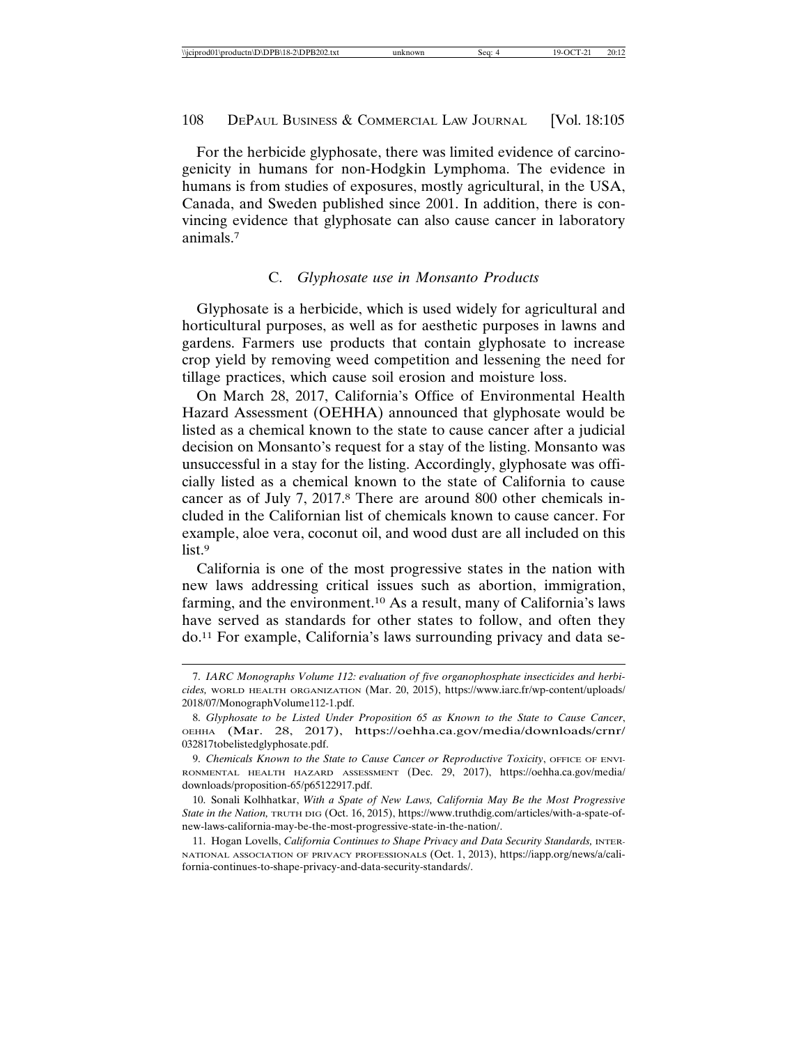For the herbicide glyphosate, there was limited evidence of carcinogenicity in humans for non-Hodgkin Lymphoma. The evidence in humans is from studies of exposures, mostly agricultural, in the USA, Canada, and Sweden published since 2001. In addition, there is convincing evidence that glyphosate can also cause cancer in laboratory animals.[7]

### C. *Glyphosate use in Monsanto Products*

Glyphosate is a herbicide, which is used widely for agricultural and horticultural purposes, as well as for aesthetic purposes in lawns and gardens. Farmers use products that contain glyphosate to increase crop yield by removing weed competition and lessening the need for tillage practices, which cause soil erosion and moisture loss.

On March 28, 2017, California's Office of Environmental Health Hazard Assessment (OEHHA) announced that glyphosate would be listed as a chemical known to the state to cause cancer after a judicial decision on Monsanto's request for a stay of the listing. Monsanto was unsuccessful in a stay for the listing. Accordingly, glyphosate was officially listed as a chemical known to the state of California to cause cancer as of July 7, 2017.[8] There are around 800 other chemicals included in the Californian list of chemicals known to cause cancer. For example, aloe vera, coconut oil, and wood dust are all included on this list.[9]

California is one of the most progressive states in the nation with new laws addressing critical issues such as abortion, immigration, farming, and the environment.[10] As a result, many of California's laws have served as standards for other states to follow, and often they do.[11] For example, California's laws surrounding privacy and data se-

---

7. *IARC Monographs Volume 112: evaluation of five organophosphate insecticides and herbicides,* WORLD HEALTH ORGANIZATION (Mar. 20, 2015), https://www.iarc.fr/wp-content/uploads/2018/07/MonographVolume112-1.pdf.

8. *Glyphosate to be Listed Under Proposition 65 as Known to the State to Cause Cancer*, OEHHA (Mar. 28, 2017), https://oehha.ca.gov/media/downloads/crnr/032817tobelistedglyphosate.pdf.

9. *Chemicals Known to the State to Cause Cancer or Reproductive Toxicity*, OFFICE OF ENVIRONMENTAL HEALTH HAZARD ASSESSMENT (Dec. 29, 2017), https://oehha.ca.gov/media/downloads/proposition-65/p65122917.pdf.

10. Sonali Kolhhatkar, *With a Spate of New Laws, California May Be the Most Progressive State in the Nation,* TRUTH DIG (Oct. 16, 2015), https://www.truthdig.com/articles/with-a-spate-of-new-laws-california-may-be-the-most-progressive-state-in-the-nation/.

11. Hogan Lovells, *California Continues to Shape Privacy and Data Security Standards,* INTERNATIONAL ASSOCIATION OF PRIVACY PROFESSIONALS (Oct. 1, 2013), https://iapp.org/news/a/california-continues-to-shape-privacy-and-data-security-standards/.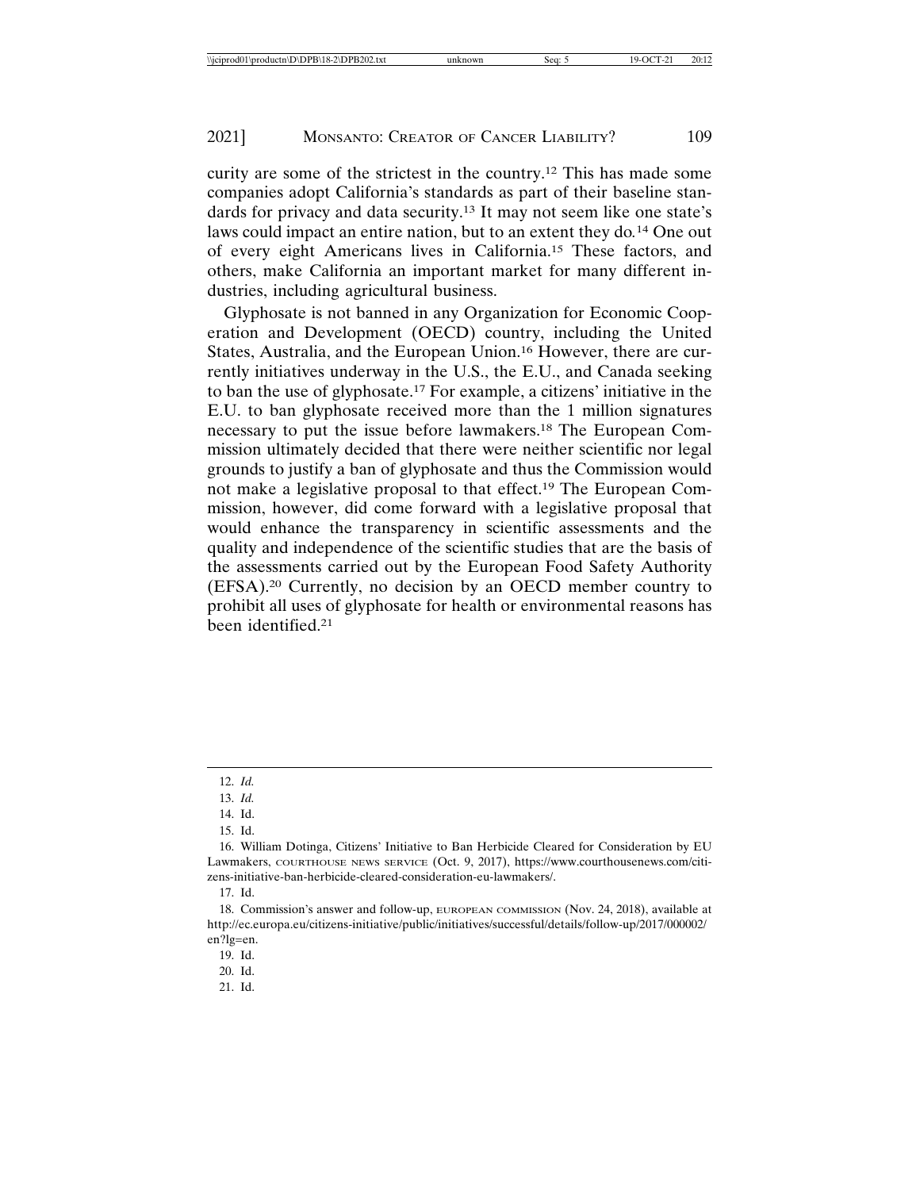curity are some of the strictest in the country.[12] This has made some companies adopt California's standards as part of their baseline standards for privacy and data security.[13] It may not seem like one state's laws could impact an entire nation, but to an extent they do.[14] One out of every eight Americans lives in California.[15] These factors, and others, make California an important market for many different industries, including agricultural business.

Glyphosate is not banned in any Organization for Economic Cooperation and Development (OECD) country, including the United States, Australia, and the European Union.[16] However, there are currently initiatives underway in the U.S., the E.U., and Canada seeking to ban the use of glyphosate.[17] For example, a citizens' initiative in the E.U. to ban glyphosate received more than the 1 million signatures necessary to put the issue before lawmakers.[18] The European Commission ultimately decided that there were neither scientific nor legal grounds to justify a ban of glyphosate and thus the Commission would not make a legislative proposal to that effect.[19] The European Commission, however, did come forward with a legislative proposal that would enhance the transparency in scientific assessments and the quality and independence of the scientific studies that are the basis of the assessments carried out by the European Food Safety Authority (EFSA).[20] Currently, no decision by an OECD member country to prohibit all uses of glyphosate for health or environmental reasons has been identified.[21]

---

12. *Id.*
13. *Id.*
14. Id.
15. Id.
16. William Dotinga, Citizens' Initiative to Ban Herbicide Cleared for Consideration by EU Lawmakers, COURTHOUSE NEWS SERVICE (Oct. 9, 2017), https://www.courthousenews.com/citizens-initiative-ban-herbicide-cleared-consideration-eu-lawmakers/.
17. Id.
18. Commission's answer and follow-up, EUROPEAN COMMISSION (Nov. 24, 2018), available at http://ec.europa.eu/citizens-initiative/public/initiatives/successful/details/follow-up/2017/000002/en?lg=en.
19. Id.
20. Id.
21. Id.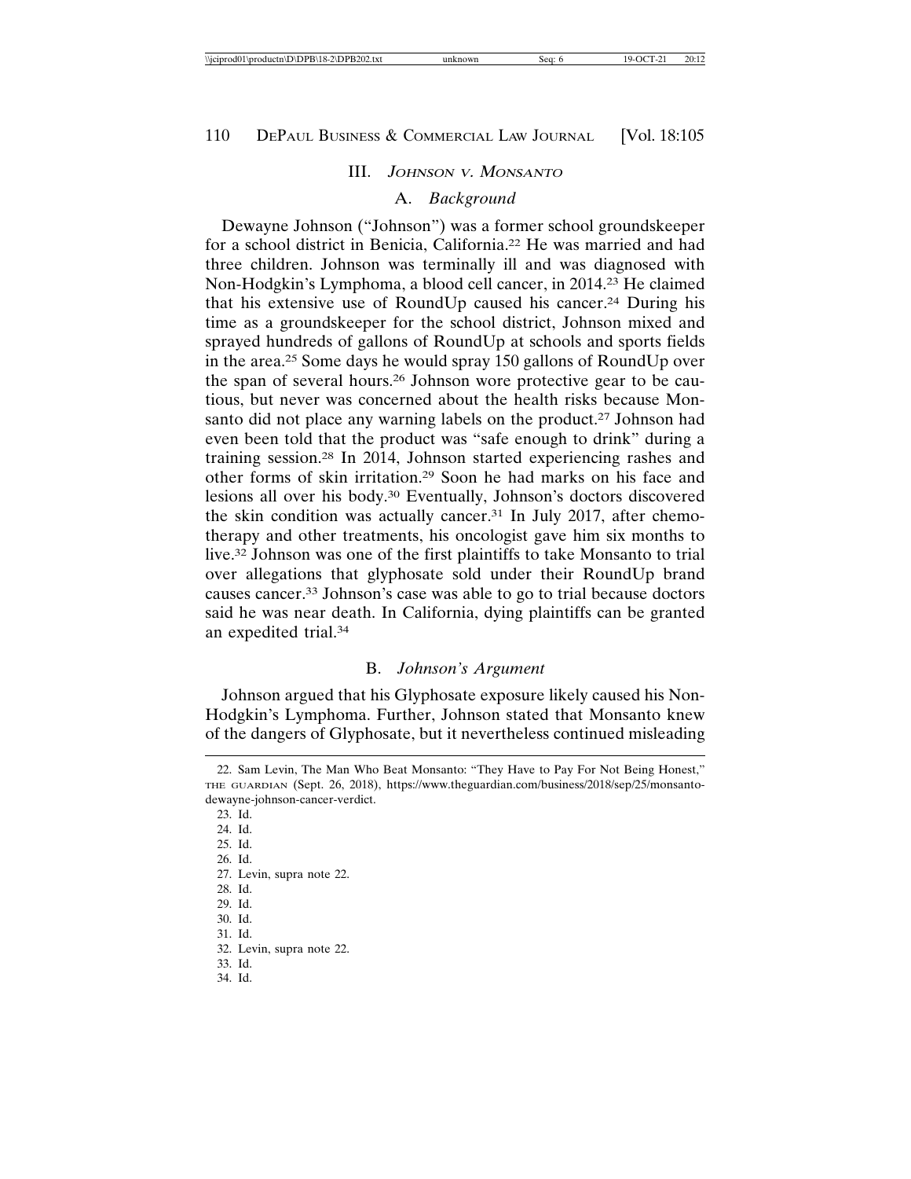## III. *Johnson v. Monsanto*

### A. *Background*

Dewayne Johnson ("Johnson") was a former school groundskeeper for a school district in Benicia, California.[22] He was married and had three children. Johnson was terminally ill and was diagnosed with Non-Hodgkin's Lymphoma, a blood cell cancer, in 2014.[23] He claimed that his extensive use of RoundUp caused his cancer.[24] During his time as a groundskeeper for the school district, Johnson mixed and sprayed hundreds of gallons of RoundUp at schools and sports fields in the area.[25] Some days he would spray 150 gallons of RoundUp over the span of several hours.[26] Johnson wore protective gear to be cautious, but never was concerned about the health risks because Monsanto did not place any warning labels on the product.[27] Johnson had even been told that the product was "safe enough to drink" during a training session.[28] In 2014, Johnson started experiencing rashes and other forms of skin irritation.[29] Soon he had marks on his face and lesions all over his body.[30] Eventually, Johnson's doctors discovered the skin condition was actually cancer.[31] In July 2017, after chemotherapy and other treatments, his oncologist gave him six months to live.[32] Johnson was one of the first plaintiffs to take Monsanto to trial over allegations that glyphosate sold under their RoundUp brand causes cancer.[33] Johnson's case was able to go to trial because doctors said he was near death. In California, dying plaintiffs can be granted an expedited trial.[34]

### B. *Johnson's Argument*

Johnson argued that his Glyphosate exposure likely caused his Non-Hodgkin's Lymphoma. Further, Johnson stated that Monsanto knew of the dangers of Glyphosate, but it nevertheless continued misleading

---

22. Sam Levin, The Man Who Beat Monsanto: "They Have to Pay For Not Being Honest," The Guardian (Sept. 26, 2018), https://www.theguardian.com/business/2018/sep/25/monsanto-dewayne-johnson-cancer-verdict.
23. Id.
24. Id.
25. Id.
26. Id.
27. Levin, supra note 22.
28. Id.
29. Id.
30. Id.
31. Id.
32. Levin, supra note 22.
33. Id.
34. Id.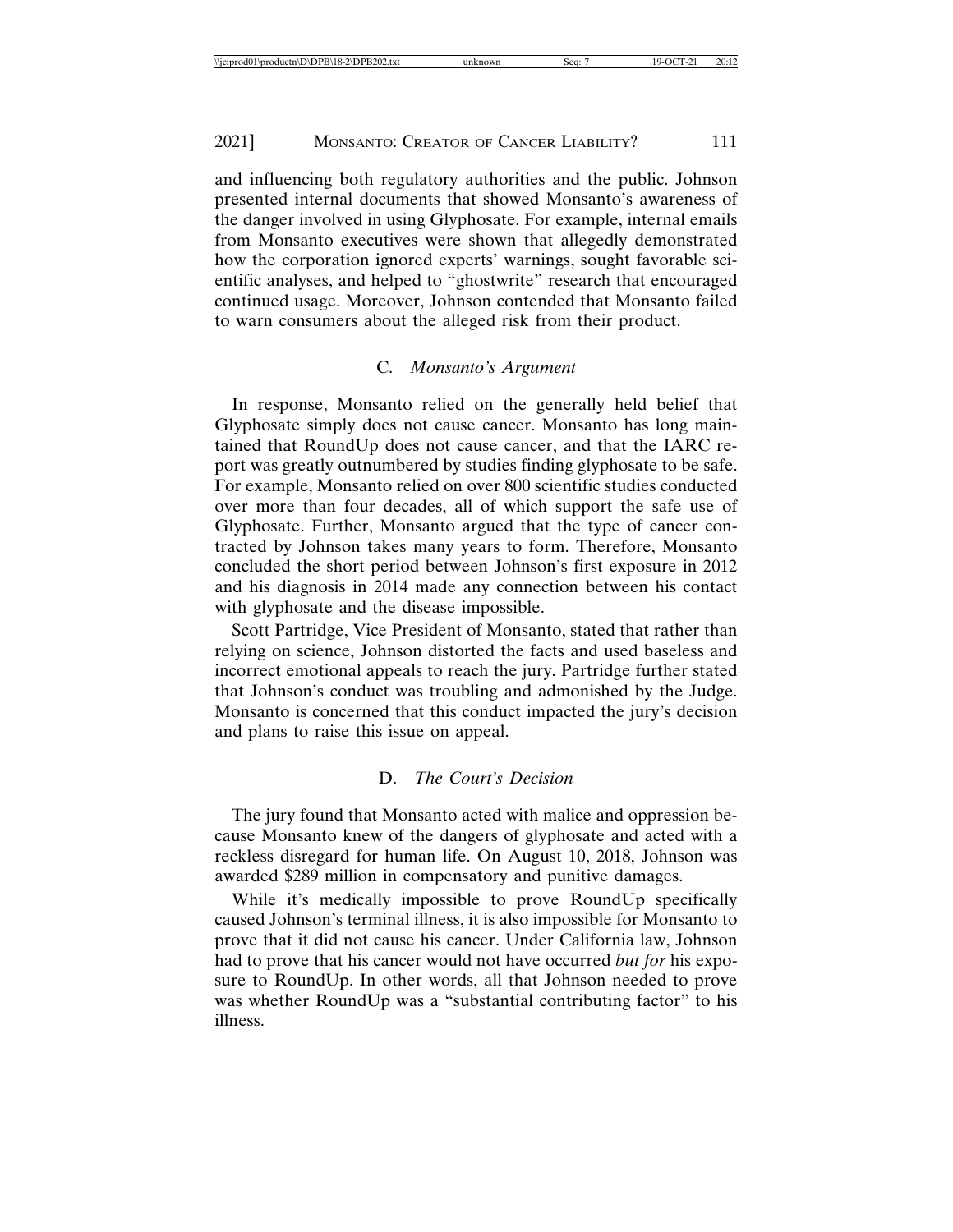and influencing both regulatory authorities and the public. Johnson presented internal documents that showed Monsanto's awareness of the danger involved in using Glyphosate. For example, internal emails from Monsanto executives were shown that allegedly demonstrated how the corporation ignored experts' warnings, sought favorable scientific analyses, and helped to "ghostwrite" research that encouraged continued usage. Moreover, Johnson contended that Monsanto failed to warn consumers about the alleged risk from their product.

### C. *Monsanto's Argument*

In response, Monsanto relied on the generally held belief that Glyphosate simply does not cause cancer. Monsanto has long maintained that RoundUp does not cause cancer, and that the IARC report was greatly outnumbered by studies finding glyphosate to be safe. For example, Monsanto relied on over 800 scientific studies conducted over more than four decades, all of which support the safe use of Glyphosate. Further, Monsanto argued that the type of cancer contracted by Johnson takes many years to form. Therefore, Monsanto concluded the short period between Johnson's first exposure in 2012 and his diagnosis in 2014 made any connection between his contact with glyphosate and the disease impossible.

Scott Partridge, Vice President of Monsanto, stated that rather than relying on science, Johnson distorted the facts and used baseless and incorrect emotional appeals to reach the jury. Partridge further stated that Johnson's conduct was troubling and admonished by the Judge. Monsanto is concerned that this conduct impacted the jury's decision and plans to raise this issue on appeal.

### D. *The Court's Decision*

The jury found that Monsanto acted with malice and oppression because Monsanto knew of the dangers of glyphosate and acted with a reckless disregard for human life. On August 10, 2018, Johnson was awarded $289 million in compensatory and punitive damages.

While it's medically impossible to prove RoundUp specifically caused Johnson's terminal illness, it is also impossible for Monsanto to prove that it did not cause his cancer. Under California law, Johnson had to prove that his cancer would not have occurred *but for* his exposure to RoundUp. In other words, all that Johnson needed to prove was whether RoundUp was a "substantial contributing factor" to his illness.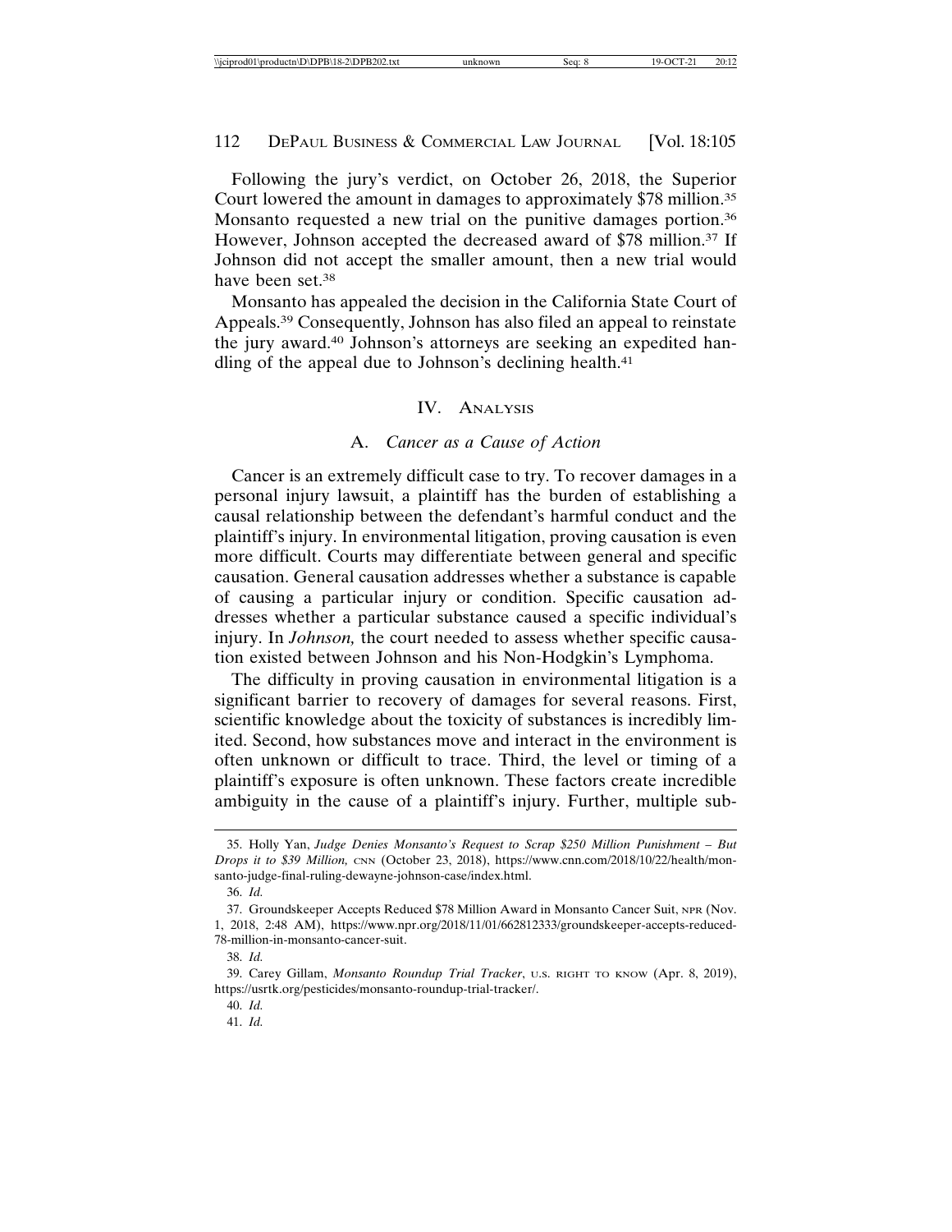Following the jury's verdict, on October 26, 2018, the Superior Court lowered the amount in damages to approximately $78 million.[35] Monsanto requested a new trial on the punitive damages portion.[36] However, Johnson accepted the decreased award of $78 million.[37] If Johnson did not accept the smaller amount, then a new trial would have been set.[38]

Monsanto has appealed the decision in the California State Court of Appeals.[39] Consequently, Johnson has also filed an appeal to reinstate the jury award.[40] Johnson's attorneys are seeking an expedited handling of the appeal due to Johnson's declining health.[41]

## IV. Analysis

### A. *Cancer as a Cause of Action*

Cancer is an extremely difficult case to try. To recover damages in a personal injury lawsuit, a plaintiff has the burden of establishing a causal relationship between the defendant's harmful conduct and the plaintiff's injury. In environmental litigation, proving causation is even more difficult. Courts may differentiate between general and specific causation. General causation addresses whether a substance is capable of causing a particular injury or condition. Specific causation addresses whether a particular substance caused a specific individual's injury. In *Johnson,* the court needed to assess whether specific causation existed between Johnson and his Non-Hodgkin's Lymphoma.

The difficulty in proving causation in environmental litigation is a significant barrier to recovery of damages for several reasons. First, scientific knowledge about the toxicity of substances is incredibly limited. Second, how substances move and interact in the environment is often unknown or difficult to trace. Third, the level or timing of a plaintiff's exposure is often unknown. These factors create incredible ambiguity in the cause of a plaintiff's injury. Further, multiple sub-

---

35. Holly Yan, *Judge Denies Monsanto's Request to Scrap $250 Million Punishment – But Drops it to $39 Million,* CNN (October 23, 2018), https://www.cnn.com/2018/10/22/health/monsanto-judge-final-ruling-dewayne-johnson-case/index.html.

36. *Id.*

37. Groundskeeper Accepts Reduced $78 Million Award in Monsanto Cancer Suit, NPR (Nov. 1, 2018, 2:48 AM), https://www.npr.org/2018/11/01/662812333/groundskeeper-accepts-reduced-78-million-in-monsanto-cancer-suit.

38. *Id.*

39. Carey Gillam, *Monsanto Roundup Trial Tracker*, U.S. RIGHT TO KNOW (Apr. 8, 2019), https://usrtk.org/pesticides/monsanto-roundup-trial-tracker/.

40. *Id.*

41. *Id.*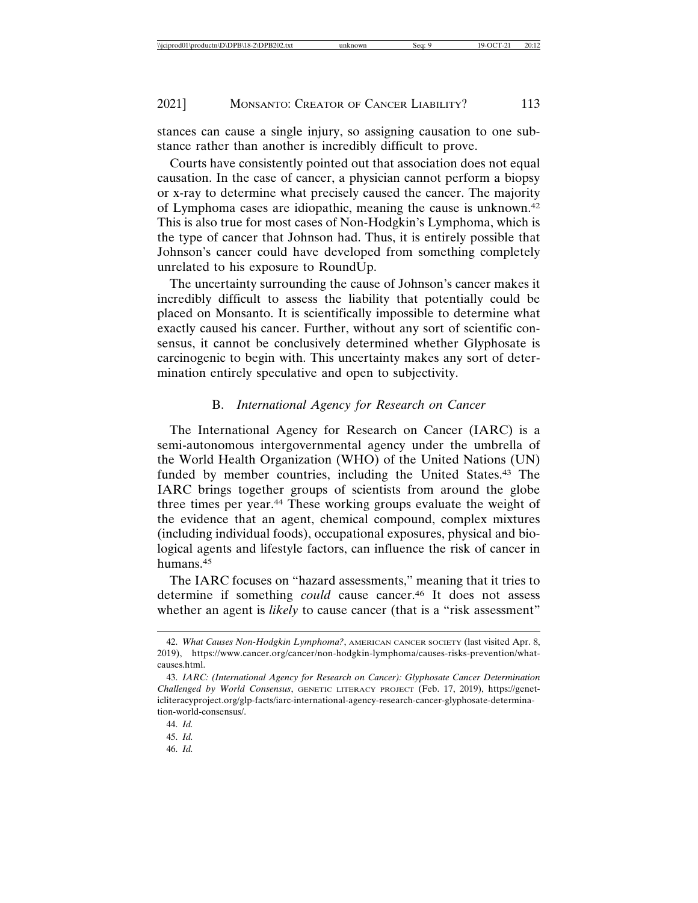stances can cause a single injury, so assigning causation to one substance rather than another is incredibly difficult to prove.

Courts have consistently pointed out that association does not equal causation. In the case of cancer, a physician cannot perform a biopsy or x-ray to determine what precisely caused the cancer. The majority of Lymphoma cases are idiopathic, meaning the cause is unknown.[42] This is also true for most cases of Non-Hodgkin's Lymphoma, which is the type of cancer that Johnson had. Thus, it is entirely possible that Johnson's cancer could have developed from something completely unrelated to his exposure to RoundUp.

The uncertainty surrounding the cause of Johnson's cancer makes it incredibly difficult to assess the liability that potentially could be placed on Monsanto. It is scientifically impossible to determine what exactly caused his cancer. Further, without any sort of scientific consensus, it cannot be conclusively determined whether Glyphosate is carcinogenic to begin with. This uncertainty makes any sort of determination entirely speculative and open to subjectivity.

### B. *International Agency for Research on Cancer*

The International Agency for Research on Cancer (IARC) is a semi-autonomous intergovernmental agency under the umbrella of the World Health Organization (WHO) of the United Nations (UN) funded by member countries, including the United States.[43] The IARC brings together groups of scientists from around the globe three times per year.[44] These working groups evaluate the weight of the evidence that an agent, chemical compound, complex mixtures (including individual foods), occupational exposures, physical and biological agents and lifestyle factors, can influence the risk of cancer in humans.[45]

The IARC focuses on "hazard assessments," meaning that it tries to determine if something *could* cause cancer.[46] It does not assess whether an agent is *likely* to cause cancer (that is a "risk assessment"

---

42. *What Causes Non-Hodgkin Lymphoma?*, American Cancer Society (last visited Apr. 8, 2019), https://www.cancer.org/cancer/non-hodgkin-lymphoma/causes-risks-prevention/what-causes.html.

43. *IARC: (International Agency for Research on Cancer): Glyphosate Cancer Determination Challenged by World Consensus*, Genetic Literacy Project (Feb. 17, 2019), https://geneticliteracyproject.org/glp-facts/iarc-international-agency-research-cancer-glyphosate-determination-world-consensus/.

44. *Id.*

45. *Id.*

46. *Id.*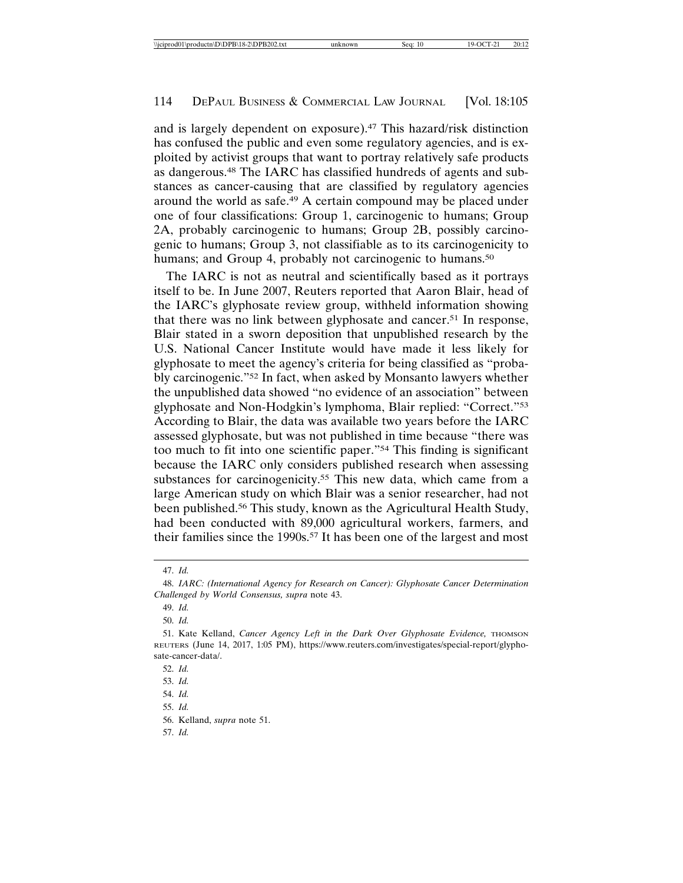and is largely dependent on exposure).[47] This hazard/risk distinction has confused the public and even some regulatory agencies, and is exploited by activist groups that want to portray relatively safe products as dangerous.[48] The IARC has classified hundreds of agents and substances as cancer-causing that are classified by regulatory agencies around the world as safe.[49] A certain compound may be placed under one of four classifications: Group 1, carcinogenic to humans; Group 2A, probably carcinogenic to humans; Group 2B, possibly carcinogenic to humans; Group 3, not classifiable as to its carcinogenicity to humans; and Group 4, probably not carcinogenic to humans.[50]

The IARC is not as neutral and scientifically based as it portrays itself to be. In June 2007, Reuters reported that Aaron Blair, head of the IARC's glyphosate review group, withheld information showing that there was no link between glyphosate and cancer.[51] In response, Blair stated in a sworn deposition that unpublished research by the U.S. National Cancer Institute would have made it less likely for glyphosate to meet the agency's criteria for being classified as "probably carcinogenic."[52] In fact, when asked by Monsanto lawyers whether the unpublished data showed "no evidence of an association" between glyphosate and Non-Hodgkin's lymphoma, Blair replied: "Correct."[53] According to Blair, the data was available two years before the IARC assessed glyphosate, but was not published in time because "there was too much to fit into one scientific paper."[54] This finding is significant because the IARC only considers published research when assessing substances for carcinogenicity.[55] This new data, which came from a large American study on which Blair was a senior researcher, had not been published.[56] This study, known as the Agricultural Health Study, had been conducted with 89,000 agricultural workers, farmers, and their families since the 1990s.[57] It has been one of the largest and most

47. *Id.*

48. *IARC: (International Agency for Research on Cancer): Glyphosate Cancer Determination Challenged by World Consensus, supra* note 43.

49. *Id.*

50. *Id.*

51. Kate Kelland, *Cancer Agency Left in the Dark Over Glyphosate Evidence,* THOMSON REUTERS (June 14, 2017, 1:05 PM), https://www.reuters.com/investigates/special-report/glyphosate-cancer-data/.

52. *Id.*

53. *Id.*

54. *Id.*

55. *Id.*

56. Kelland, *supra* note 51.

57. *Id.*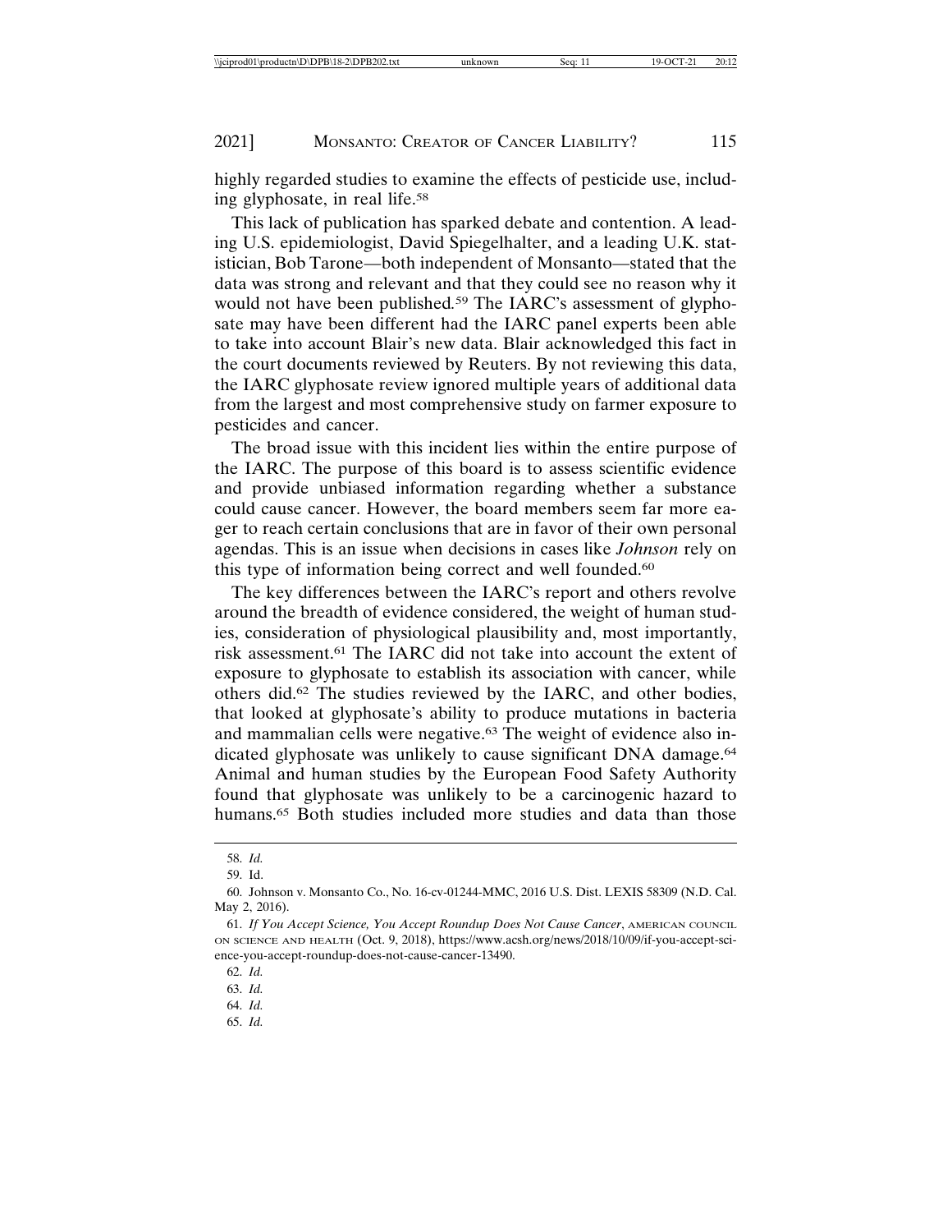highly regarded studies to examine the effects of pesticide use, including glyphosate, in real life.[58]

This lack of publication has sparked debate and contention. A leading U.S. epidemiologist, David Spiegelhalter, and a leading U.K. statistician, Bob Tarone—both independent of Monsanto—stated that the data was strong and relevant and that they could see no reason why it would not have been published.[59] The IARC's assessment of glyphosate may have been different had the IARC panel experts been able to take into account Blair's new data. Blair acknowledged this fact in the court documents reviewed by Reuters. By not reviewing this data, the IARC glyphosate review ignored multiple years of additional data from the largest and most comprehensive study on farmer exposure to pesticides and cancer.

The broad issue with this incident lies within the entire purpose of the IARC. The purpose of this board is to assess scientific evidence and provide unbiased information regarding whether a substance could cause cancer. However, the board members seem far more eager to reach certain conclusions that are in favor of their own personal agendas. This is an issue when decisions in cases like *Johnson* rely on this type of information being correct and well founded.[60]

The key differences between the IARC's report and others revolve around the breadth of evidence considered, the weight of human studies, consideration of physiological plausibility and, most importantly, risk assessment.[61] The IARC did not take into account the extent of exposure to glyphosate to establish its association with cancer, while others did.[62] The studies reviewed by the IARC, and other bodies, that looked at glyphosate's ability to produce mutations in bacteria and mammalian cells were negative.[63] The weight of evidence also indicated glyphosate was unlikely to cause significant DNA damage.[64] Animal and human studies by the European Food Safety Authority found that glyphosate was unlikely to be a carcinogenic hazard to humans.[65] Both studies included more studies and data than those

---

58. *Id.*

59. Id.

60. Johnson v. Monsanto Co., No. 16-cv-01244-MMC, 2016 U.S. Dist. LEXIS 58309 (N.D. Cal. May 2, 2016).

61. *If You Accept Science, You Accept Roundup Does Not Cause Cancer*, AMERICAN COUNCIL ON SCIENCE AND HEALTH (Oct. 9, 2018), https://www.acsh.org/news/2018/10/09/if-you-accept-science-you-accept-roundup-does-not-cause-cancer-13490.

62. *Id.*

63. *Id.*

64. *Id.*

65. *Id.*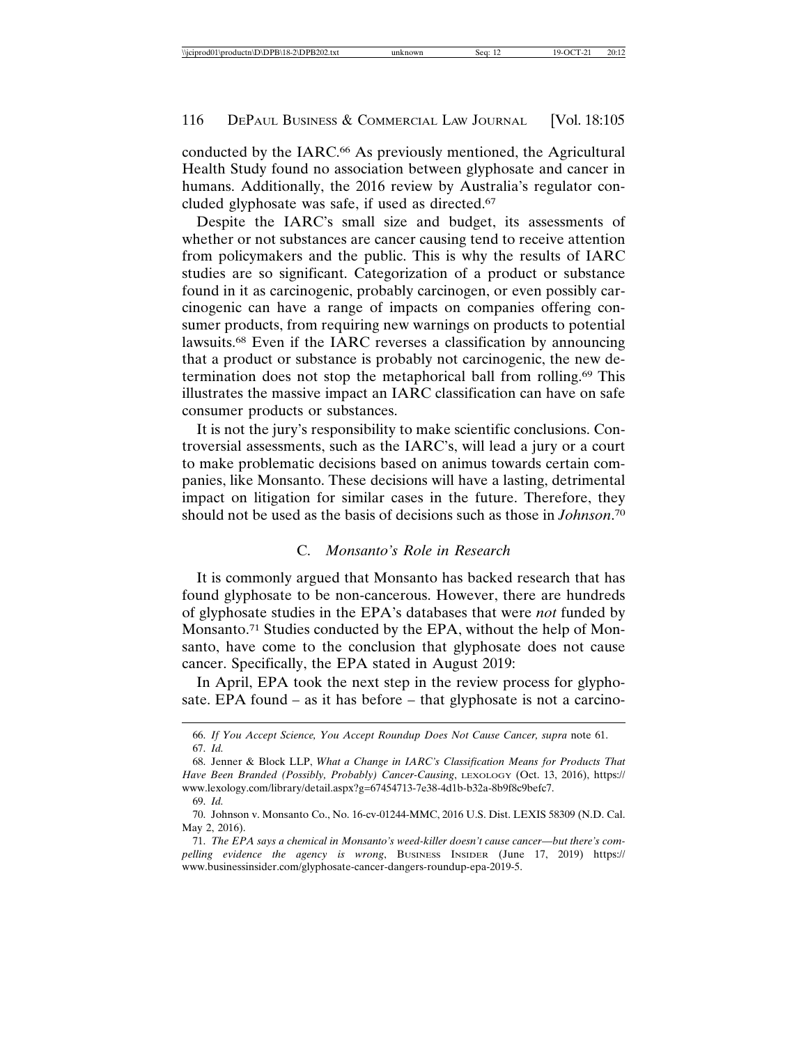conducted by the IARC.[66] As previously mentioned, the Agricultural Health Study found no association between glyphosate and cancer in humans. Additionally, the 2016 review by Australia's regulator concluded glyphosate was safe, if used as directed.[67]

Despite the IARC's small size and budget, its assessments of whether or not substances are cancer causing tend to receive attention from policymakers and the public. This is why the results of IARC studies are so significant. Categorization of a product or substance found in it as carcinogenic, probably carcinogen, or even possibly carcinogenic can have a range of impacts on companies offering consumer products, from requiring new warnings on products to potential lawsuits.[68] Even if the IARC reverses a classification by announcing that a product or substance is probably not carcinogenic, the new determination does not stop the metaphorical ball from rolling.[69] This illustrates the massive impact an IARC classification can have on safe consumer products or substances.

It is not the jury's responsibility to make scientific conclusions. Controversial assessments, such as the IARC's, will lead a jury or a court to make problematic decisions based on animus towards certain companies, like Monsanto. These decisions will have a lasting, detrimental impact on litigation for similar cases in the future. Therefore, they should not be used as the basis of decisions such as those in *Johnson*.[70]

### C. *Monsanto's Role in Research*

It is commonly argued that Monsanto has backed research that has found glyphosate to be non-cancerous. However, there are hundreds of glyphosate studies in the EPA's databases that were *not* funded by Monsanto.[71] Studies conducted by the EPA, without the help of Monsanto, have come to the conclusion that glyphosate does not cause cancer. Specifically, the EPA stated in August 2019:

In April, EPA took the next step in the review process for glyphosate. EPA found – as it has before – that glyphosate is not a carcino-

---

66. *If You Accept Science, You Accept Roundup Does Not Cause Cancer, supra* note 61.

67. *Id.*

68. Jenner & Block LLP, *What a Change in IARC's Classification Means for Products That Have Been Branded (Possibly, Probably) Cancer-Causing*, LEXOLOGY (Oct. 13, 2016), https://www.lexology.com/library/detail.aspx?g=67454713-7e38-4d1b-b32a-8b9f8c9befc7.

69. *Id.*

70. Johnson v. Monsanto Co., No. 16-cv-01244-MMC, 2016 U.S. Dist. LEXIS 58309 (N.D. Cal. May 2, 2016).

71. *The EPA says a chemical in Monsanto's weed-killer doesn't cause cancer—but there's compelling evidence the agency is wrong*, BUSINESS INSIDER (June 17, 2019) https://www.businessinsider.com/glyphosate-cancer-dangers-roundup-epa-2019-5.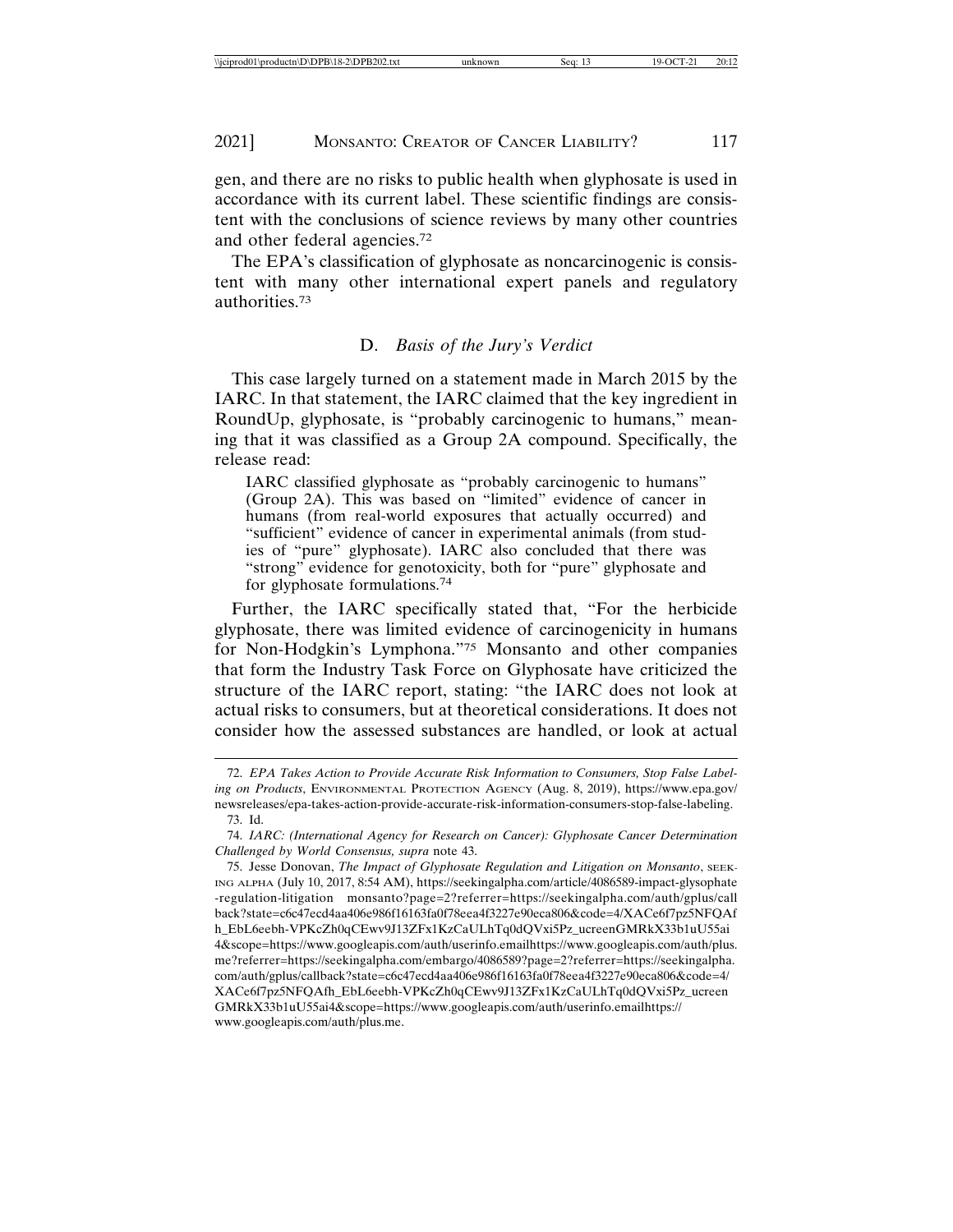gen, and there are no risks to public health when glyphosate is used in accordance with its current label. These scientific findings are consistent with the conclusions of science reviews by many other countries and other federal agencies.[72]

The EPA's classification of glyphosate as noncarcinogenic is consistent with many other international expert panels and regulatory authorities.[73]

### D. *Basis of the Jury's Verdict*

This case largely turned on a statement made in March 2015 by the IARC. In that statement, the IARC claimed that the key ingredient in RoundUp, glyphosate, is "probably carcinogenic to humans," meaning that it was classified as a Group 2A compound. Specifically, the release read:

> IARC classified glyphosate as "probably carcinogenic to humans" (Group 2A). This was based on "limited" evidence of cancer in humans (from real-world exposures that actually occurred) and "sufficient" evidence of cancer in experimental animals (from studies of "pure" glyphosate). IARC also concluded that there was "strong" evidence for genotoxicity, both for "pure" glyphosate and for glyphosate formulations.[74]

Further, the IARC specifically stated that, "For the herbicide glyphosate, there was limited evidence of carcinogenicity in humans for Non-Hodgkin's Lymphona."[75] Monsanto and other companies that form the Industry Task Force on Glyphosate have criticized the structure of the IARC report, stating: "the IARC does not look at actual risks to consumers, but at theoretical considerations. It does not consider how the assessed substances are handled, or look at actual

---

72. *EPA Takes Action to Provide Accurate Risk Information to Consumers, Stop False Labeling on Products*, Environmental Protection Agency (Aug. 8, 2019), https://www.epa.gov/newsreleases/epa-takes-action-provide-accurate-risk-information-consumers-stop-false-labeling.

73. Id.

74. *IARC: (International Agency for Research on Cancer): Glyphosate Cancer Determination Challenged by World Consensus, supra* note 43.

75. Jesse Donovan, *The Impact of Glyphosate Regulation and Litigation on Monsanto*, Seeking Alpha (July 10, 2017, 8:54 AM), https://seekingalpha.com/article/4086589-impact-glysophate-regulation-litigation monsanto?page=2?referrer=https://seekingalpha.com/auth/gplus/callback?state=c6c47ecd4aa406e986f16163fa0f78eea4f3227e90eca806&code=4/XACe6f7pz5NFQAfh_EbL6eebh-VPKcZh0qCEwv9J13ZFx1KzCaULhTq0dQVxi5Pz_ucreenGMRkX33b1uU55ai4&scope=https://www.googleapis.com/auth/userinfo.emailhttps://www.googleapis.com/auth/plus.me?referrer=https://seekingalpha.com/embargo/4086589?page=2?referrer=https://seekingalpha.com/auth/gplus/callback?state=c6c47ecd4aa406e986f16163fa0f78eea4f3227e90eca806&code=4/XACe6f7pz5NFQAfh_EbL6eebh-VPKcZh0qCEwv9J13ZFx1KzCaULhTq0dQVxi5Pz_ucreenGMRkX33b1uU55ai4&scope=https://www.googleapis.com/auth/userinfo.emailhttps://www.googleapis.com/auth/plus.me.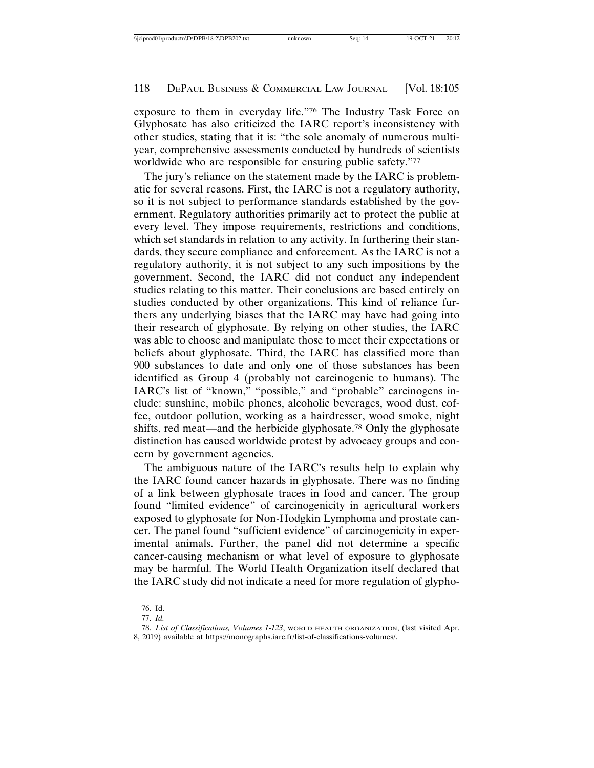exposure to them in everyday life."[76] The Industry Task Force on Glyphosate has also criticized the IARC report's inconsistency with other studies, stating that it is: "the sole anomaly of numerous multi-year, comprehensive assessments conducted by hundreds of scientists worldwide who are responsible for ensuring public safety."[77]

The jury's reliance on the statement made by the IARC is problematic for several reasons. First, the IARC is not a regulatory authority, so it is not subject to performance standards established by the government. Regulatory authorities primarily act to protect the public at every level. They impose requirements, restrictions and conditions, which set standards in relation to any activity. In furthering their standards, they secure compliance and enforcement. As the IARC is not a regulatory authority, it is not subject to any such impositions by the government. Second, the IARC did not conduct any independent studies relating to this matter. Their conclusions are based entirely on studies conducted by other organizations. This kind of reliance furthers any underlying biases that the IARC may have had going into their research of glyphosate. By relying on other studies, the IARC was able to choose and manipulate those to meet their expectations or beliefs about glyphosate. Third, the IARC has classified more than 900 substances to date and only one of those substances has been identified as Group 4 (probably not carcinogenic to humans). The IARC's list of "known," "possible," and "probable" carcinogens include: sunshine, mobile phones, alcoholic beverages, wood dust, coffee, outdoor pollution, working as a hairdresser, wood smoke, night shifts, red meat—and the herbicide glyphosate.[78] Only the glyphosate distinction has caused worldwide protest by advocacy groups and concern by government agencies.

The ambiguous nature of the IARC's results help to explain why the IARC found cancer hazards in glyphosate. There was no finding of a link between glyphosate traces in food and cancer. The group found "limited evidence" of carcinogenicity in agricultural workers exposed to glyphosate for Non-Hodgkin Lymphoma and prostate cancer. The panel found "sufficient evidence" of carcinogenicity in experimental animals. Further, the panel did not determine a specific cancer-causing mechanism or what level of exposure to glyphosate may be harmful. The World Health Organization itself declared that the IARC study did not indicate a need for more regulation of glypho-

---

76. Id.

77. *Id.*

78. *List of Classifications, Volumes 1-123*, WORLD HEALTH ORGANIZATION, (last visited Apr. 8, 2019) available at https://monographs.iarc.fr/list-of-classifications-volumes/.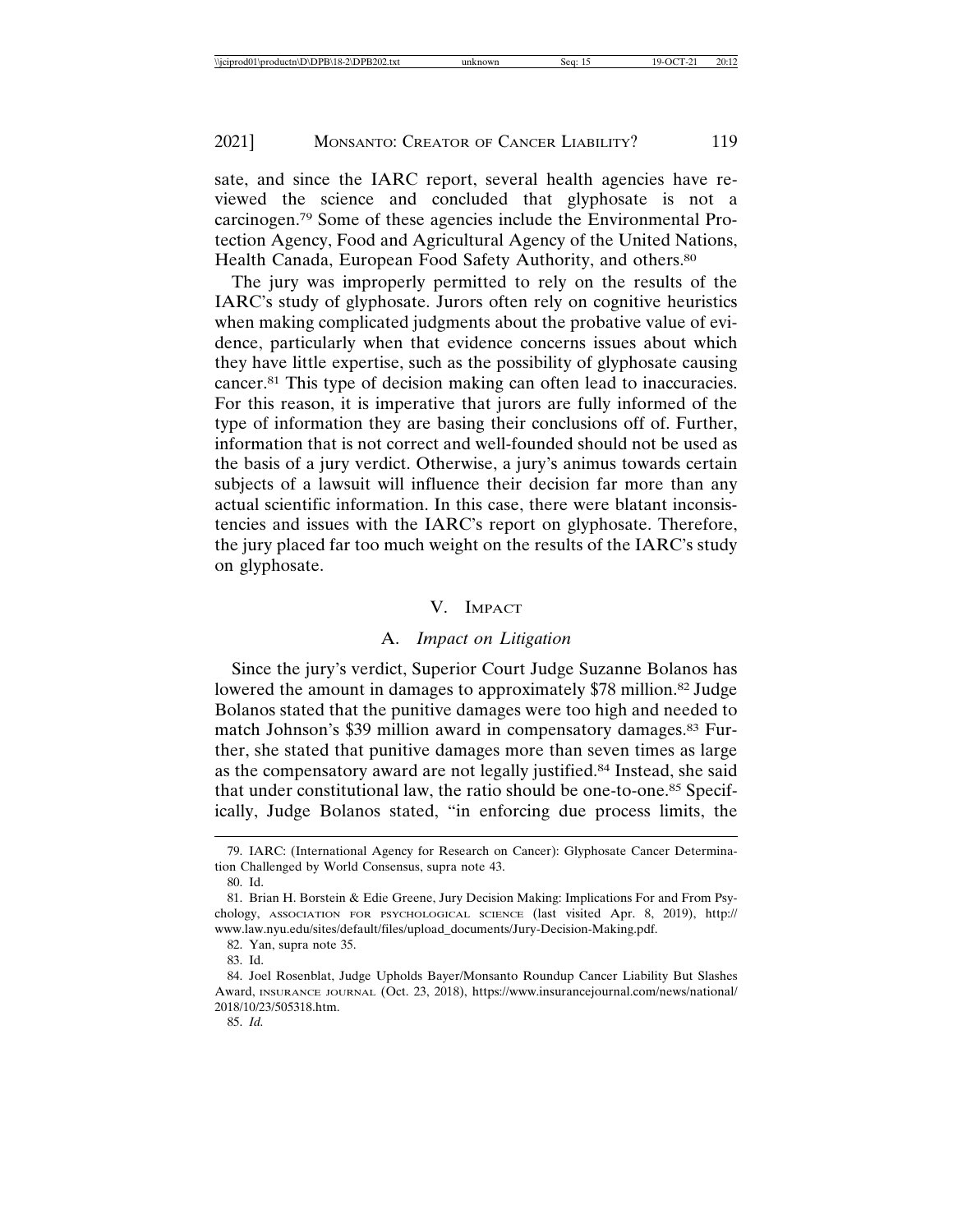sate, and since the IARC report, several health agencies have reviewed the science and concluded that glyphosate is not a carcinogen.[79] Some of these agencies include the Environmental Protection Agency, Food and Agricultural Agency of the United Nations, Health Canada, European Food Safety Authority, and others.[80]

The jury was improperly permitted to rely on the results of the IARC's study of glyphosate. Jurors often rely on cognitive heuristics when making complicated judgments about the probative value of evidence, particularly when that evidence concerns issues about which they have little expertise, such as the possibility of glyphosate causing cancer.[81] This type of decision making can often lead to inaccuracies. For this reason, it is imperative that jurors are fully informed of the type of information they are basing their conclusions off of. Further, information that is not correct and well-founded should not be used as the basis of a jury verdict. Otherwise, a jury's animus towards certain subjects of a lawsuit will influence their decision far more than any actual scientific information. In this case, there were blatant inconsistencies and issues with the IARC's report on glyphosate. Therefore, the jury placed far too much weight on the results of the IARC's study on glyphosate.

## V. Impact

### A. *Impact on Litigation*

Since the jury's verdict, Superior Court Judge Suzanne Bolanos has lowered the amount in damages to approximately $78 million.[82] Judge Bolanos stated that the punitive damages were too high and needed to match Johnson's $39 million award in compensatory damages.[83] Further, she stated that punitive damages more than seven times as large as the compensatory award are not legally justified.[84] Instead, she said that under constitutional law, the ratio should be one-to-one.[85] Specifically, Judge Bolanos stated, "in enforcing due process limits, the

---

79. IARC: (International Agency for Research on Cancer): Glyphosate Cancer Determination Challenged by World Consensus, supra note 43.

80. Id.

81. Brian H. Borstein & Edie Greene, Jury Decision Making: Implications For and From Psychology, ASSOCIATION FOR PSYCHOLOGICAL SCIENCE (last visited Apr. 8, 2019), http://www.law.nyu.edu/sites/default/files/upload_documents/Jury-Decision-Making.pdf.

82. Yan, supra note 35.

83. Id.

84. Joel Rosenblat, Judge Upholds Bayer/Monsanto Roundup Cancer Liability But Slashes Award, INSURANCE JOURNAL (Oct. 23, 2018), https://www.insurancejournal.com/news/national/2018/10/23/505318.htm.

85. *Id.*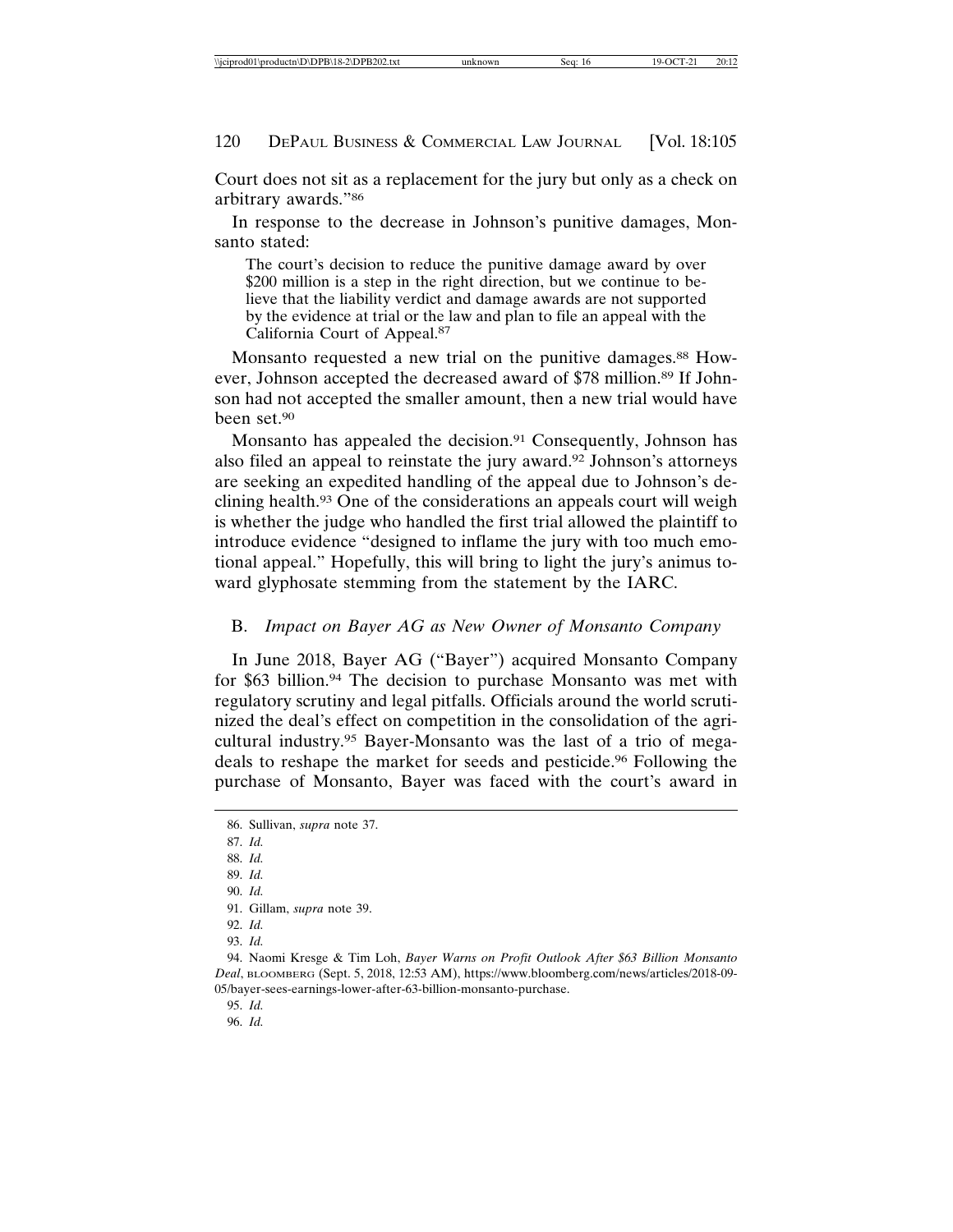Court does not sit as a replacement for the jury but only as a check on arbitrary awards."[86]

In response to the decrease in Johnson's punitive damages, Monsanto stated:

> The court's decision to reduce the punitive damage award by over $200 million is a step in the right direction, but we continue to believe that the liability verdict and damage awards are not supported by the evidence at trial or the law and plan to file an appeal with the California Court of Appeal.[87]

Monsanto requested a new trial on the punitive damages.[88] However, Johnson accepted the decreased award of $78 million.[89] If Johnson had not accepted the smaller amount, then a new trial would have been set.[90]

Monsanto has appealed the decision.[91] Consequently, Johnson has also filed an appeal to reinstate the jury award.[92] Johnson's attorneys are seeking an expedited handling of the appeal due to Johnson's declining health.[93] One of the considerations an appeals court will weigh is whether the judge who handled the first trial allowed the plaintiff to introduce evidence "designed to inflame the jury with too much emotional appeal." Hopefully, this will bring to light the jury's animus toward glyphosate stemming from the statement by the IARC.

### B. *Impact on Bayer AG as New Owner of Monsanto Company*

In June 2018, Bayer AG ("Bayer") acquired Monsanto Company for $63 billion.[94] The decision to purchase Monsanto was met with regulatory scrutiny and legal pitfalls. Officials around the world scrutinized the deal's effect on competition in the consolidation of the agricultural industry.[95] Bayer-Monsanto was the last of a trio of megadeals to reshape the market for seeds and pesticide.[96] Following the purchase of Monsanto, Bayer was faced with the court's award in

---

86. Sullivan, *supra* note 37.

87. *Id.*

88. *Id.*

89. *Id.*

90. *Id.*

91. Gillam, *supra* note 39.

92. *Id.*

93. *Id.*

94. Naomi Kresge & Tim Loh, *Bayer Warns on Profit Outlook After $63 Billion Monsanto Deal*, BLOOMBERG (Sept. 5, 2018, 12:53 AM), https://www.bloomberg.com/news/articles/2018-09-05/bayer-sees-earnings-lower-after-63-billion-monsanto-purchase.

95. *Id.*

96. *Id.*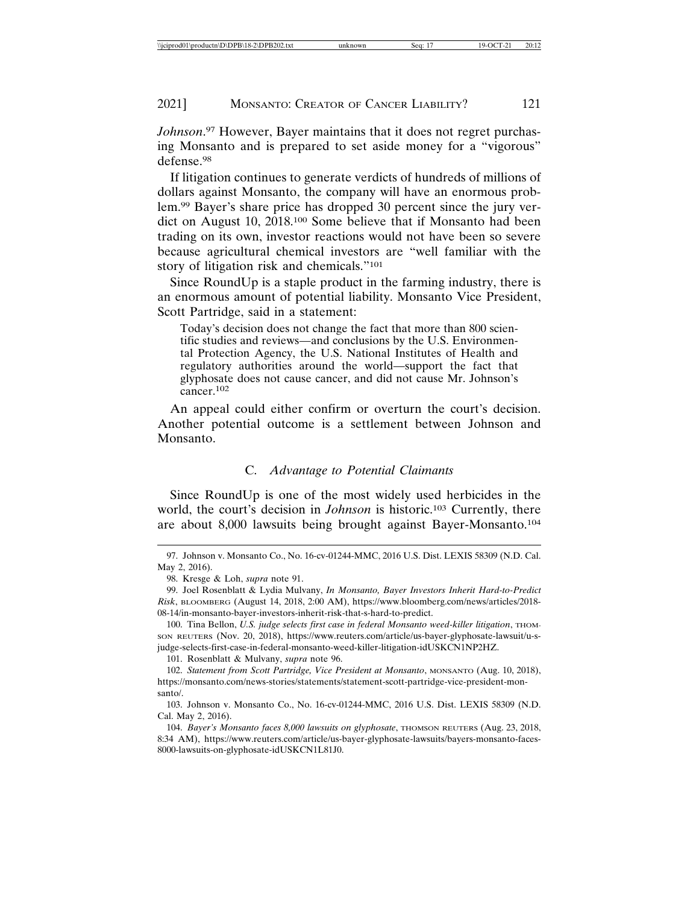*Johnson*.[97] However, Bayer maintains that it does not regret purchasing Monsanto and is prepared to set aside money for a "vigorous" defense.[98]

If litigation continues to generate verdicts of hundreds of millions of dollars against Monsanto, the company will have an enormous problem.[99] Bayer's share price has dropped 30 percent since the jury verdict on August 10, 2018.[100] Some believe that if Monsanto had been trading on its own, investor reactions would not have been so severe because agricultural chemical investors are "well familiar with the story of litigation risk and chemicals."[101]

Since RoundUp is a staple product in the farming industry, there is an enormous amount of potential liability. Monsanto Vice President, Scott Partridge, said in a statement:

> Today's decision does not change the fact that more than 800 scientific studies and reviews—and conclusions by the U.S. Environmental Protection Agency, the U.S. National Institutes of Health and regulatory authorities around the world—support the fact that glyphosate does not cause cancer, and did not cause Mr. Johnson's cancer.[102]

An appeal could either confirm or overturn the court's decision. Another potential outcome is a settlement between Johnson and Monsanto.

### C. *Advantage to Potential Claimants*

Since RoundUp is one of the most widely used herbicides in the world, the court's decision in *Johnson* is historic.[103] Currently, there are about 8,000 lawsuits being brought against Bayer-Monsanto.[104]

---

97. Johnson v. Monsanto Co., No. 16-cv-01244-MMC, 2016 U.S. Dist. LEXIS 58309 (N.D. Cal. May 2, 2016).

98. Kresge & Loh, *supra* note 91.

99. Joel Rosenblatt & Lydia Mulvany, *In Monsanto, Bayer Investors Inherit Hard-to-Predict Risk*, BLOOMBERG (August 14, 2018, 2:00 AM), https://www.bloomberg.com/news/articles/2018-08-14/in-monsanto-bayer-investors-inherit-risk-that-s-hard-to-predict.

100. Tina Bellon, *U.S. judge selects first case in federal Monsanto weed-killer litigation*, THOMSON REUTERS (Nov. 20, 2018), https://www.reuters.com/article/us-bayer-glyphosate-lawsuit/u-s-judge-selects-first-case-in-federal-monsanto-weed-killer-litigation-idUSKCN1NP2HZ.

101. Rosenblatt & Mulvany, *supra* note 96.

102. *Statement from Scott Partridge, Vice President at Monsanto*, MONSANTO (Aug. 10, 2018), https://monsanto.com/news-stories/statements/statement-scott-partridge-vice-president-monsanto/.

103. Johnson v. Monsanto Co., No. 16-cv-01244-MMC, 2016 U.S. Dist. LEXIS 58309 (N.D. Cal. May 2, 2016).

104. *Bayer's Monsanto faces 8,000 lawsuits on glyphosate*, THOMSON REUTERS (Aug. 23, 2018, 8:34 AM), https://www.reuters.com/article/us-bayer-glyphosate-lawsuits/bayers-monsanto-faces-8000-lawsuits-on-glyphosate-idUSKCN1L81J0.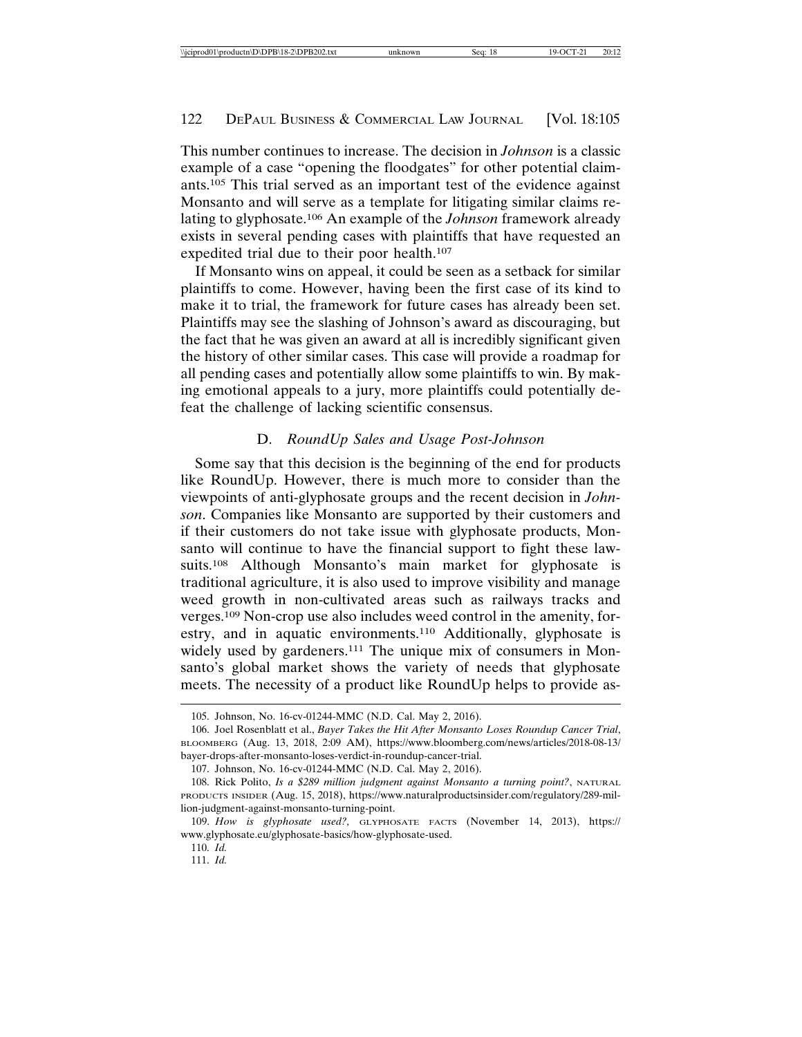This number continues to increase. The decision in *Johnson* is a classic example of a case "opening the floodgates" for other potential claimants.[105] This trial served as an important test of the evidence against Monsanto and will serve as a template for litigating similar claims relating to glyphosate.[106] An example of the *Johnson* framework already exists in several pending cases with plaintiffs that have requested an expedited trial due to their poor health.[107]

If Monsanto wins on appeal, it could be seen as a setback for similar plaintiffs to come. However, having been the first case of its kind to make it to trial, the framework for future cases has already been set. Plaintiffs may see the slashing of Johnson's award as discouraging, but the fact that he was given an award at all is incredibly significant given the history of other similar cases. This case will provide a roadmap for all pending cases and potentially allow some plaintiffs to win. By making emotional appeals to a jury, more plaintiffs could potentially defeat the challenge of lacking scientific consensus.

### D. *RoundUp Sales and Usage Post-Johnson*

Some say that this decision is the beginning of the end for products like RoundUp. However, there is much more to consider than the viewpoints of anti-glyphosate groups and the recent decision in *Johnson*. Companies like Monsanto are supported by their customers and if their customers do not take issue with glyphosate products, Monsanto will continue to have the financial support to fight these lawsuits.[108] Although Monsanto's main market for glyphosate is traditional agriculture, it is also used to improve visibility and manage weed growth in non-cultivated areas such as railways tracks and verges.[109] Non-crop use also includes weed control in the amenity, forestry, and in aquatic environments.[110] Additionally, glyphosate is widely used by gardeners.[111] The unique mix of consumers in Monsanto's global market shows the variety of needs that glyphosate meets. The necessity of a product like RoundUp helps to provide as-

---

105. Johnson, No. 16-cv-01244-MMC (N.D. Cal. May 2, 2016).

106. Joel Rosenblatt et al., *Bayer Takes the Hit After Monsanto Loses Roundup Cancer Trial*, BLOOMBERG (Aug. 13, 2018, 2:09 AM), https://www.bloomberg.com/news/articles/2018-08-13/bayer-drops-after-monsanto-loses-verdict-in-roundup-cancer-trial.

107. Johnson, No. 16-cv-01244-MMC (N.D. Cal. May 2, 2016).

108. Rick Polito, *Is a $289 million judgment against Monsanto a turning point?*, NATURAL PRODUCTS INSIDER (Aug. 15, 2018), https://www.naturalproductsinsider.com/regulatory/289-million-judgment-against-monsanto-turning-point.

109. *How is glyphosate used?*, GLYPHOSATE FACTS (November 14, 2013), https://www.glyphosate.eu/glyphosate-basics/how-glyphosate-used.

110. *Id.*

111. *Id.*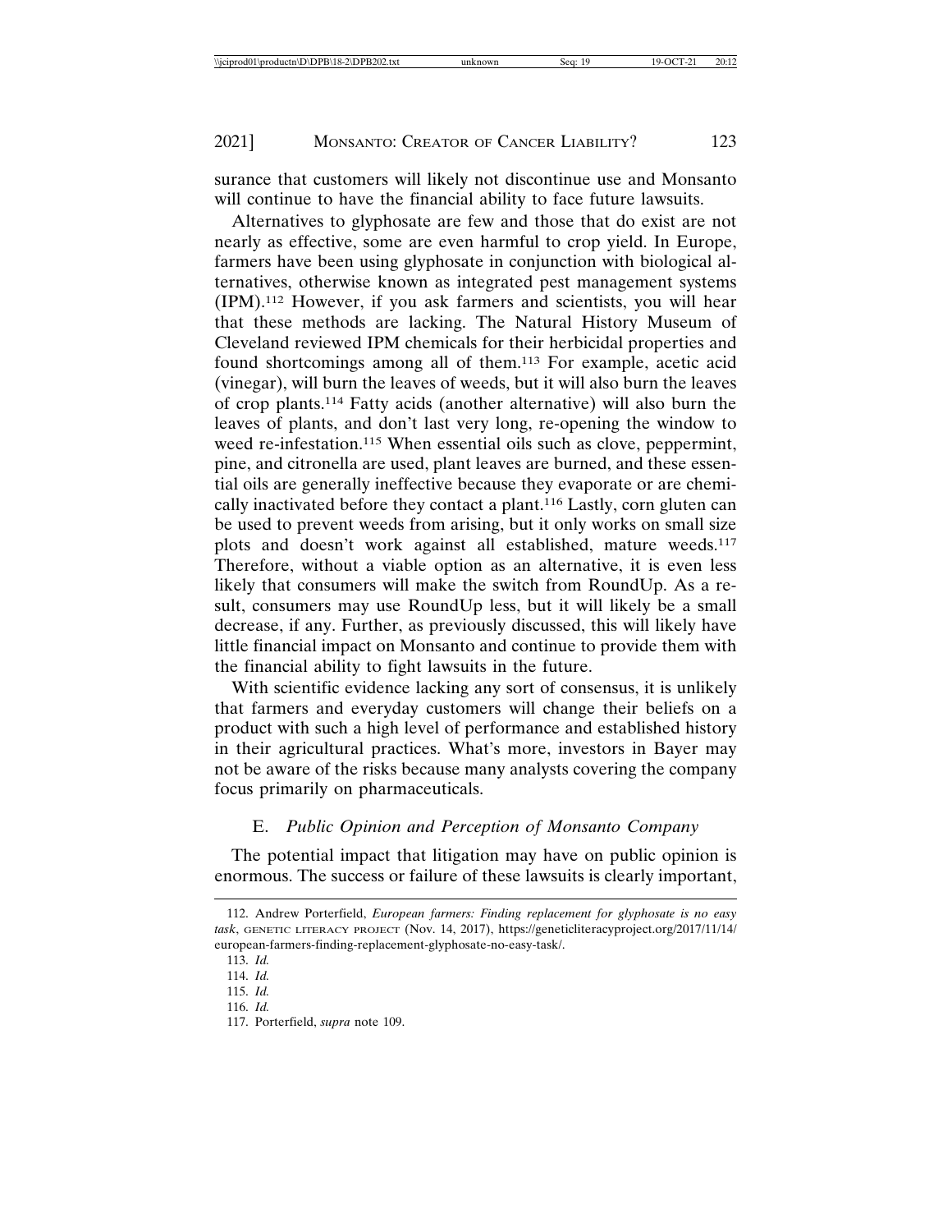surance that customers will likely not discontinue use and Monsanto will continue to have the financial ability to face future lawsuits.

Alternatives to glyphosate are few and those that do exist are not nearly as effective, some are even harmful to crop yield. In Europe, farmers have been using glyphosate in conjunction with biological alternatives, otherwise known as integrated pest management systems (IPM).[112] However, if you ask farmers and scientists, you will hear that these methods are lacking. The Natural History Museum of Cleveland reviewed IPM chemicals for their herbicidal properties and found shortcomings among all of them.[113] For example, acetic acid (vinegar), will burn the leaves of weeds, but it will also burn the leaves of crop plants.[114] Fatty acids (another alternative) will also burn the leaves of plants, and don't last very long, re-opening the window to weed re-infestation.[115] When essential oils such as clove, peppermint, pine, and citronella are used, plant leaves are burned, and these essential oils are generally ineffective because they evaporate or are chemically inactivated before they contact a plant.[116] Lastly, corn gluten can be used to prevent weeds from arising, but it only works on small size plots and doesn't work against all established, mature weeds.[117] Therefore, without a viable option as an alternative, it is even less likely that consumers will make the switch from RoundUp. As a result, consumers may use RoundUp less, but it will likely be a small decrease, if any. Further, as previously discussed, this will likely have little financial impact on Monsanto and continue to provide them with the financial ability to fight lawsuits in the future.

With scientific evidence lacking any sort of consensus, it is unlikely that farmers and everyday customers will change their beliefs on a product with such a high level of performance and established history in their agricultural practices. What's more, investors in Bayer may not be aware of the risks because many analysts covering the company focus primarily on pharmaceuticals.

### E. *Public Opinion and Perception of Monsanto Company*

The potential impact that litigation may have on public opinion is enormous. The success or failure of these lawsuits is clearly important,

---

112. Andrew Porterfield, *European farmers: Finding replacement for glyphosate is no easy task*, GENETIC LITERACY PROJECT (Nov. 14, 2017), https://geneticliteracyproject.org/2017/11/14/european-farmers-finding-replacement-glyphosate-no-easy-task/.

113. *Id.*

114. *Id.*

115. *Id.*

116. *Id.*

117. Porterfield, *supra* note 109.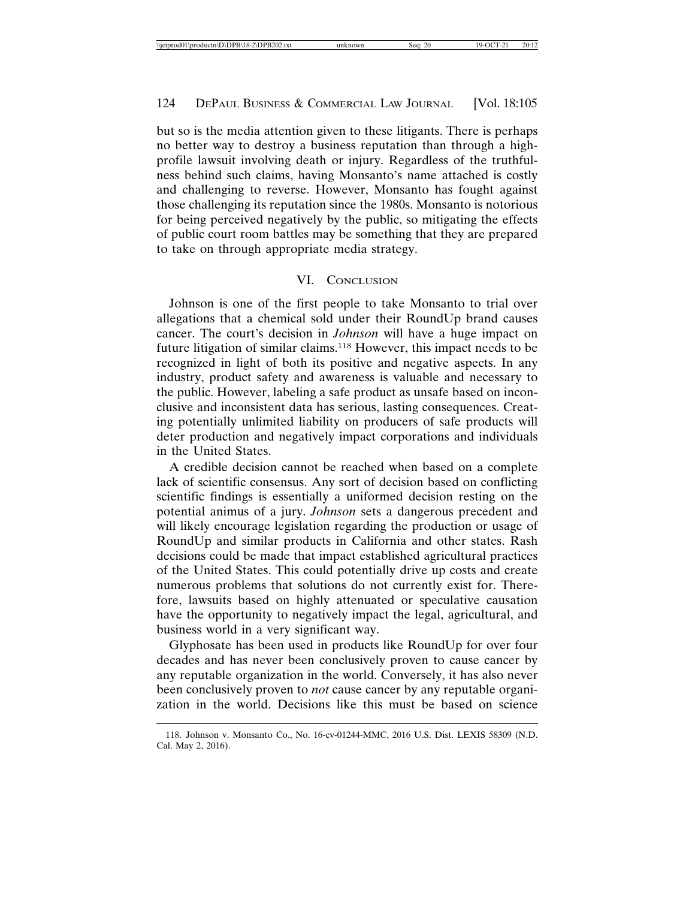but so is the media attention given to these litigants. There is perhaps no better way to destroy a business reputation than through a high-profile lawsuit involving death or injury. Regardless of the truthfulness behind such claims, having Monsanto's name attached is costly and challenging to reverse. However, Monsanto has fought against those challenging its reputation since the 1980s. Monsanto is notorious for being perceived negatively by the public, so mitigating the effects of public court room battles may be something that they are prepared to take on through appropriate media strategy.

## VI. Conclusion

Johnson is one of the first people to take Monsanto to trial over allegations that a chemical sold under their RoundUp brand causes cancer. The court's decision in *Johnson* will have a huge impact on future litigation of similar claims.[118] However, this impact needs to be recognized in light of both its positive and negative aspects. In any industry, product safety and awareness is valuable and necessary to the public. However, labeling a safe product as unsafe based on inconclusive and inconsistent data has serious, lasting consequences. Creating potentially unlimited liability on producers of safe products will deter production and negatively impact corporations and individuals in the United States.

A credible decision cannot be reached when based on a complete lack of scientific consensus. Any sort of decision based on conflicting scientific findings is essentially a uniformed decision resting on the potential animus of a jury. *Johnson* sets a dangerous precedent and will likely encourage legislation regarding the production or usage of RoundUp and similar products in California and other states. Rash decisions could be made that impact established agricultural practices of the United States. This could potentially drive up costs and create numerous problems that solutions do not currently exist for. Therefore, lawsuits based on highly attenuated or speculative causation have the opportunity to negatively impact the legal, agricultural, and business world in a very significant way.

Glyphosate has been used in products like RoundUp for over four decades and has never been conclusively proven to cause cancer by any reputable organization in the world. Conversely, it has also never been conclusively proven to *not* cause cancer by any reputable organization in the world. Decisions like this must be based on science

118. Johnson v. Monsanto Co., No. 16-cv-01244-MMC, 2016 U.S. Dist. LEXIS 58309 (N.D. Cal. May 2, 2016).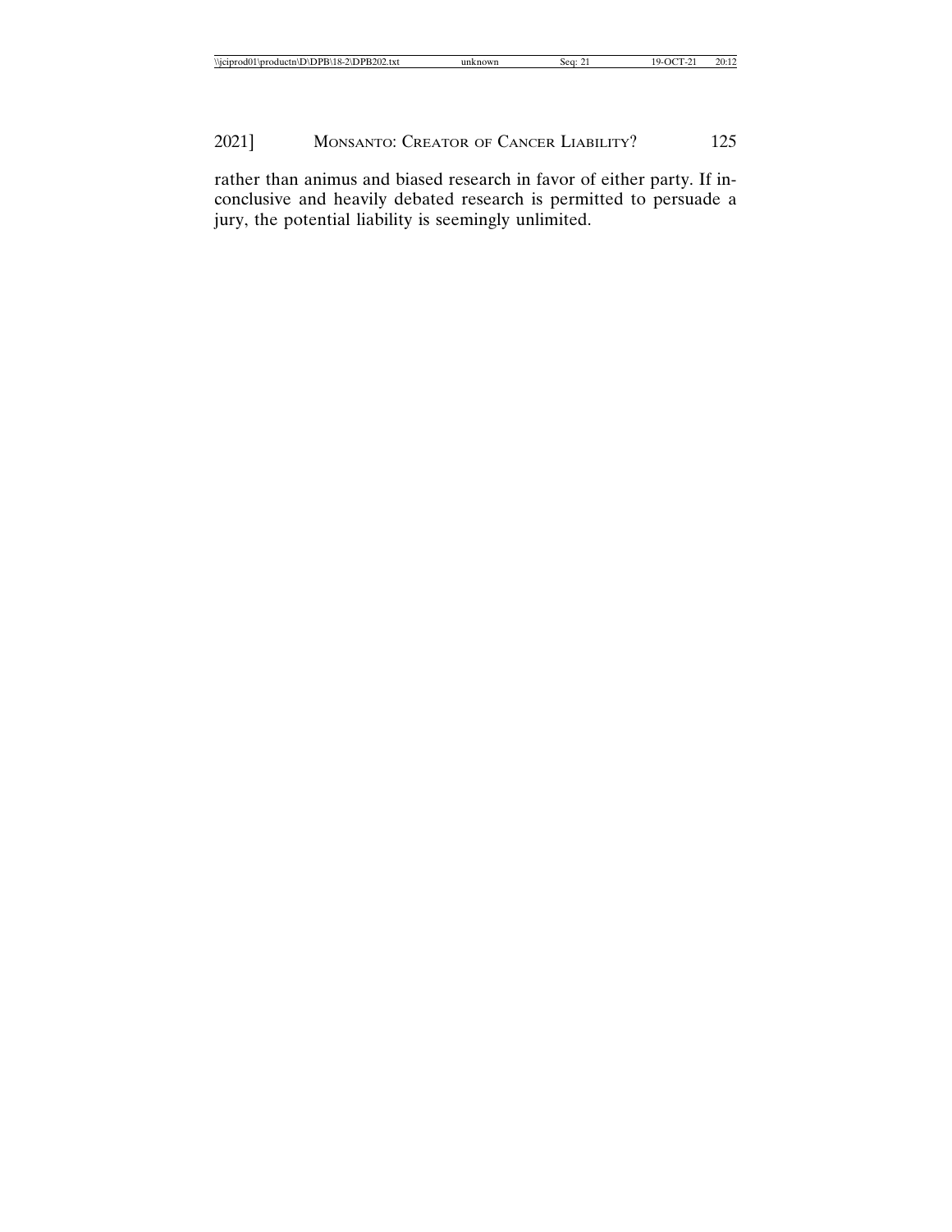rather than animus and biased research in favor of either party. If inconclusive and heavily debated research is permitted to persuade a jury, the potential liability is seemingly unlimited.